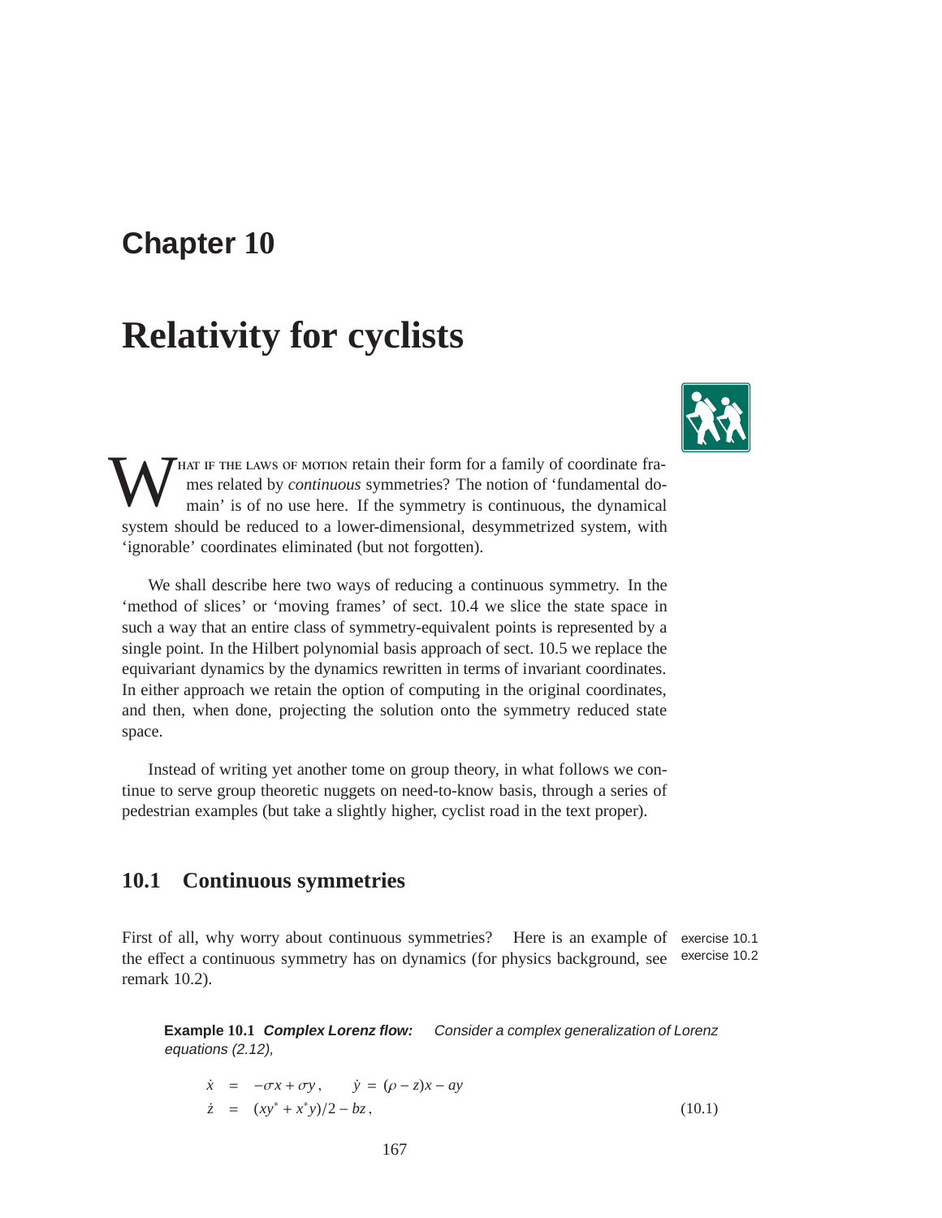# Chapter 10

# Relativity for cyclists

WHAT IF THE LAWS OF MOTION retain their form for a family of coordinate frames related by *continuous* symmetries? The notion of 'fundamental domain' is of no use here. If the symmetry is continuous, the dynamical system should be reduced to a lower-dimensional, desymmetrized system, with 'ignorable' coordinates eliminated (but not forgotten).

We shall describe here two ways of reducing a continuous symmetry. In the 'method of slices' or 'moving frames' of sect. 10.4 we slice the state space in such a way that an entire class of symmetry-equivalent points is represented by a single point. In the Hilbert polynomial basis approach of sect. 10.5 we replace the equivariant dynamics by the dynamics rewritten in terms of invariant coordinates. In either approach we retain the option of computing in the original coordinates, and then, when done, projecting the solution onto the symmetry reduced state space.

Instead of writing yet another tome on group theory, in what follows we continue to serve group theoretic nuggets on need-to-know basis, through a series of pedestrian examples (but take a slightly higher, cyclist road in the text proper).

## 10.1 Continuous symmetries

First of all, why worry about continuous symmetries? Here is an example of the effect a continuous symmetry has on dynamics (for physics background, see remark 10.2).

exercise 10.1
exercise 10.2

**Example 10.1** ***Complex Lorenz flow:*** *Consider a complex generalization of Lorenz equations (2.12),*

$$
\begin{aligned}
\dot{x} &= -\sigma x + \sigma y\,, \qquad \dot{y} = (\rho - z)x - ay \\
\dot{z} &= (xy^* + x^* y)/2 - bz\,,
\end{aligned}
\tag{10.1}
$$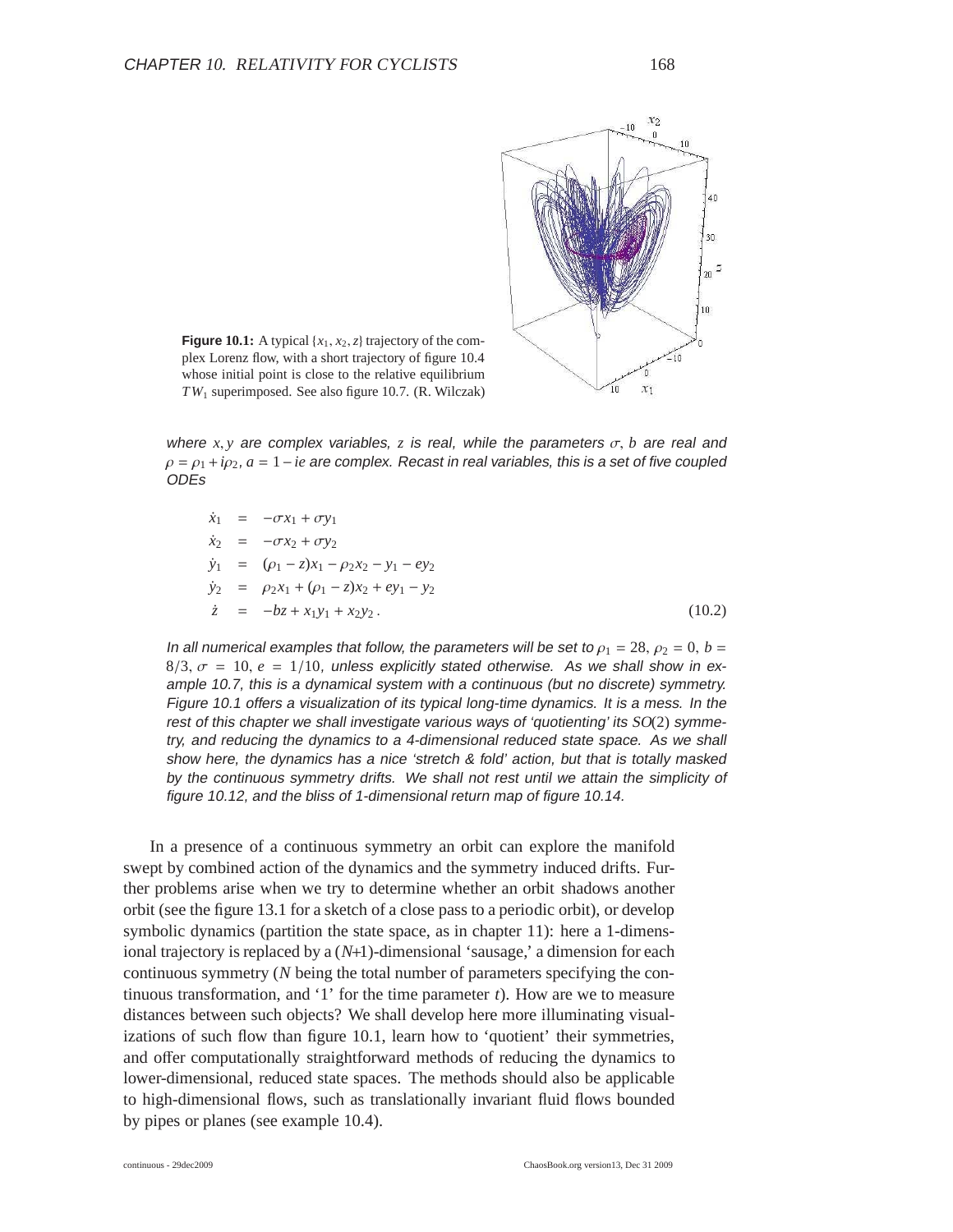**Figure 10.1:** A typical $\{x_1, x_2, z\}$ trajectory of the complex Lorenz flow, with a short trajectory of figure 10.4 whose initial point is close to the relative equilibrium $TW_1$ superimposed. See also figure 10.7. (R. Wilczak)

*where $x, y$ are complex variables, $z$ is real, while the parameters $\sigma$, $b$ are real and $\rho = \rho_1 + i\rho_2$, $a = 1 - ie$ are complex. Recast in real variables, this is a set of five coupled ODEs*

$$
\begin{aligned}
\dot{x}_1 &= -\sigma x_1 + \sigma y_1 \\
\dot{x}_2 &= -\sigma x_2 + \sigma y_2 \\
\dot{y}_1 &= (\rho_1 - z)x_1 - \rho_2 x_2 - y_1 - e y_2 \\
\dot{y}_2 &= \rho_2 x_1 + (\rho_1 - z)x_2 + e y_1 - y_2 \\
\dot{z} &= -bz + x_1 y_1 + x_2 y_2 \, .
\end{aligned}
\tag{10.2}
$$

*In all numerical examples that follow, the parameters will be set to $\rho_1 = 28$, $\rho_2 = 0$, $b = 8/3$, $\sigma = 10$, $e = 1/10$, unless explicitly stated otherwise. As we shall show in example 10.7, this is a dynamical system with a continuous (but no discrete) symmetry. Figure 10.1 offers a visualization of its typical long-time dynamics. It is a mess. In the rest of this chapter we shall investigate various ways of 'quotienting' its $SO(2)$ symmetry, and reducing the dynamics to a 4-dimensional reduced state space. As we shall show here, the dynamics has a nice 'stretch & fold' action, but that is totally masked by the continuous symmetry drifts. We shall not rest until we attain the simplicity of figure 10.12, and the bliss of 1-dimensional return map of figure 10.14.*

In a presence of a continuous symmetry an orbit can explore the manifold swept by combined action of the dynamics and the symmetry induced drifts. Further problems arise when we try to determine whether an orbit shadows another orbit (see the figure 13.1 for a sketch of a close pass to a periodic orbit), or develop symbolic dynamics (partition the state space, as in chapter 11): here a 1-dimensional trajectory is replaced by a ($N$+1)-dimensional 'sausage,' a dimension for each continuous symmetry ($N$ being the total number of parameters specifying the continuous transformation, and '1' for the time parameter $t$). How are we to measure distances between such objects? We shall develop here more illuminating visualizations of such flow than figure 10.1, learn how to 'quotient' their symmetries, and offer computationally straightforward methods of reducing the dynamics to lower-dimensional, reduced state spaces. The methods should also be applicable to high-dimensional flows, such as translationally invariant fluid flows bounded by pipes or planes (see example 10.4).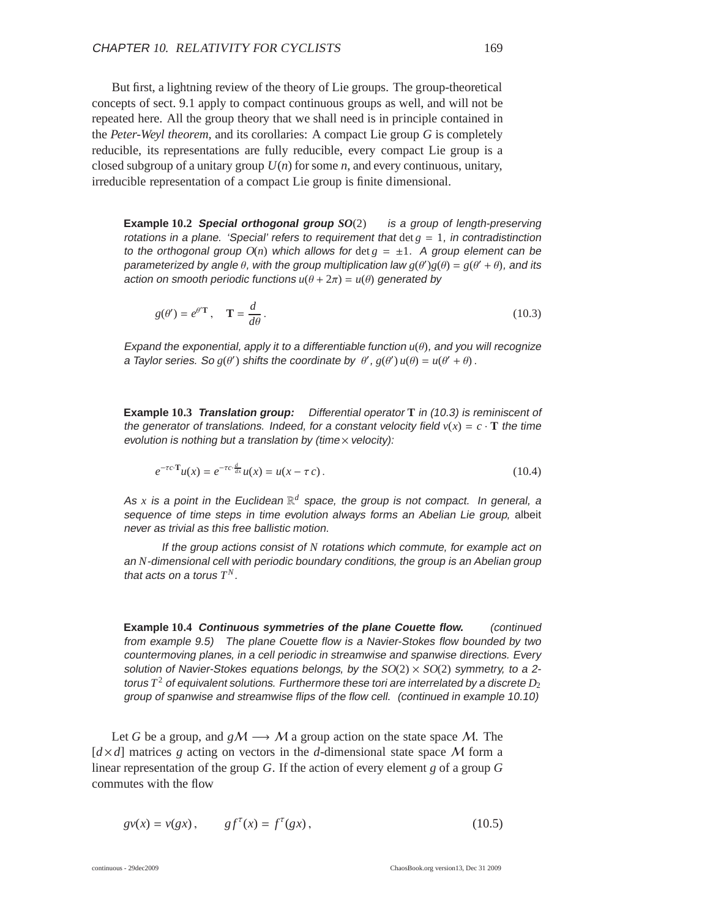But first, a lightning review of the theory of Lie groups. The group-theoretical concepts of sect. 9.1 apply to compact continuous groups as well, and will not be repeated here. All the group theory that we shall need is in principle contained in the *Peter-Weyl theorem*, and its corollaries: A compact Lie group $G$ is completely reducible, its representations are fully reducible, every compact Lie group is a closed subgroup of a unitary group $U(n)$ for some $n$, and every continuous, unitary, irreducible representation of a compact Lie group is finite dimensional.

**Example 10.2** ***Special orthogonal group*** $SO(2)$ *is a group of length-preserving rotations in a plane. 'Special' refers to requirement that* $\det g = 1$*, in contradistinction to the orthogonal group* $O(n)$ *which allows for* $\det g = \pm 1$*. A group element can be parameterized by angle* $\theta$*, with the group multiplication law* $g(\theta')g(\theta) = g(\theta' + \theta)$*, and its action on smooth periodic functions* $u(\theta + 2\pi) = u(\theta)$ *generated by*

$$g(\theta') = e^{\theta' \mathbf{T}}, \quad \mathbf{T} = \frac{d}{d\theta}. \tag{10.3}$$

*Expand the exponential, apply it to a differentiable function* $u(\theta)$*, and you will recognize a Taylor series. So* $g(\theta')$ *shifts the coordinate by* $\theta'$*,* $g(\theta')\, u(\theta) = u(\theta' + \theta)$*.*

**Example 10.3** ***Translation group:*** *Differential operator* $\mathbf{T}$ *in (10.3) is reminiscent of the generator of translations. Indeed, for a constant velocity field* $v(x) = c \cdot \mathbf{T}$ *the time evolution is nothing but a translation by (time$\times$ velocity):*

$$e^{-\tau c \cdot \mathbf{T}} u(x) = e^{-\tau c \cdot \frac{d}{dx}} u(x) = u(x - \tau\, c). \tag{10.4}$$

*As* $x$ *is a point in the Euclidean* $\mathbb{R}^d$ *space, the group is not compact. In general, a sequence of time steps in time evolution always forms an Abelian Lie group,* albeit *never as trivial as this free ballistic motion.*

*If the group actions consist of* $N$ *rotations which commute, for example act on an* $N$*-dimensional cell with periodic boundary conditions, the group is an Abelian group that acts on a torus* $T^N$*.*

**Example 10.4** ***Continuous symmetries of the plane Couette flow.*** *(continued from example 9.5) The plane Couette flow is a Navier-Stokes flow bounded by two countermoving planes, in a cell periodic in streamwise and spanwise directions. Every solution of Navier-Stokes equations belongs, by the* $SO(2) \times SO(2)$ *symmetry, to a 2-torus* $T^2$ *of equivalent solutions. Furthermore these tori are interrelated by a discrete* $D_2$ *group of spanwise and streamwise flips of the flow cell. (continued in example 10.10)*

Let $G$ be a group, and $g\mathcal{M} \longrightarrow \mathcal{M}$ a group action on the state space $\mathcal{M}$. The $[d \times d]$ matrices $g$ acting on vectors in the $d$-dimensional state space $\mathcal{M}$ form a linear representation of the group $G$. If the action of every element $g$ of a group $G$ commutes with the flow

$$gv(x) = v(gx), \qquad g f^{\tau}(x) = f^{\tau}(gx), \tag{10.5}$$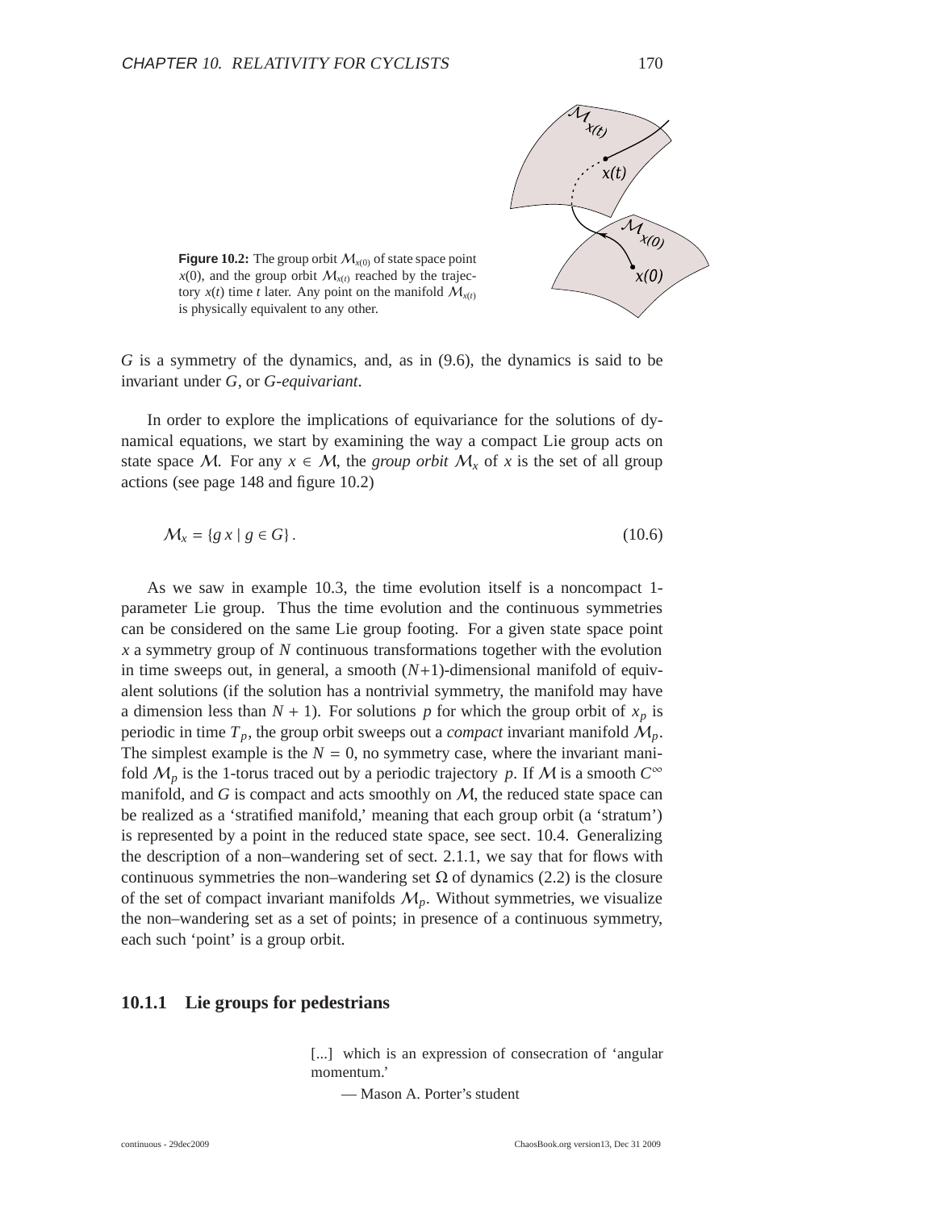**Figure 10.2:** The group orbit $\mathcal{M}_{x(0)}$ of state space point $x(0)$, and the group orbit $\mathcal{M}_{x(t)}$ reached by the trajectory $x(t)$ time $t$ later. Any point on the manifold $\mathcal{M}_{x(t)}$ is physically equivalent to any other.

$G$ is a symmetry of the dynamics, and, as in (9.6), the dynamics is said to be invariant under $G$, or *$G$-equivariant*.

In order to explore the implications of equivariance for the solutions of dynamical equations, we start by examining the way a compact Lie group acts on state space $\mathcal{M}$. For any $x \in \mathcal{M}$, the *group orbit* $\mathcal{M}_x$ of $x$ is the set of all group actions (see page 148 and figure 10.2)

$$\mathcal{M}_x = \{g\, x \mid g \in G\}\,. \tag{10.6}$$

As we saw in example 10.3, the time evolution itself is a noncompact 1-parameter Lie group. Thus the time evolution and the continuous symmetries can be considered on the same Lie group footing. For a given state space point $x$ a symmetry group of $N$ continuous transformations together with the evolution in time sweeps out, in general, a smooth $(N+1)$-dimensional manifold of equivalent solutions (if the solution has a nontrivial symmetry, the manifold may have a dimension less than $N + 1$). For solutions $p$ for which the group orbit of $x_p$ is periodic in time $T_p$, the group orbit sweeps out a *compact* invariant manifold $\mathcal{M}_p$. The simplest example is the $N = 0$, no symmetry case, where the invariant manifold $\mathcal{M}_p$ is the 1-torus traced out by a periodic trajectory $p$. If $\mathcal{M}$ is a smooth $C^\infty$ manifold, and $G$ is compact and acts smoothly on $\mathcal{M}$, the reduced state space can be realized as a 'stratified manifold,' meaning that each group orbit (a 'stratum') is represented by a point in the reduced state space, see sect. 10.4. Generalizing the description of a non–wandering set of sect. 2.1.1, we say that for flows with continuous symmetries the non–wandering set $\Omega$ of dynamics (2.2) is the closure of the set of compact invariant manifolds $\mathcal{M}_p$. Without symmetries, we visualize the non–wandering set as a set of points; in presence of a continuous symmetry, each such 'point' is a group orbit.

### 10.1.1 Lie groups for pedestrians

> [...] which is an expression of consecration of 'angular momentum.'
>
> — Mason A. Porter's student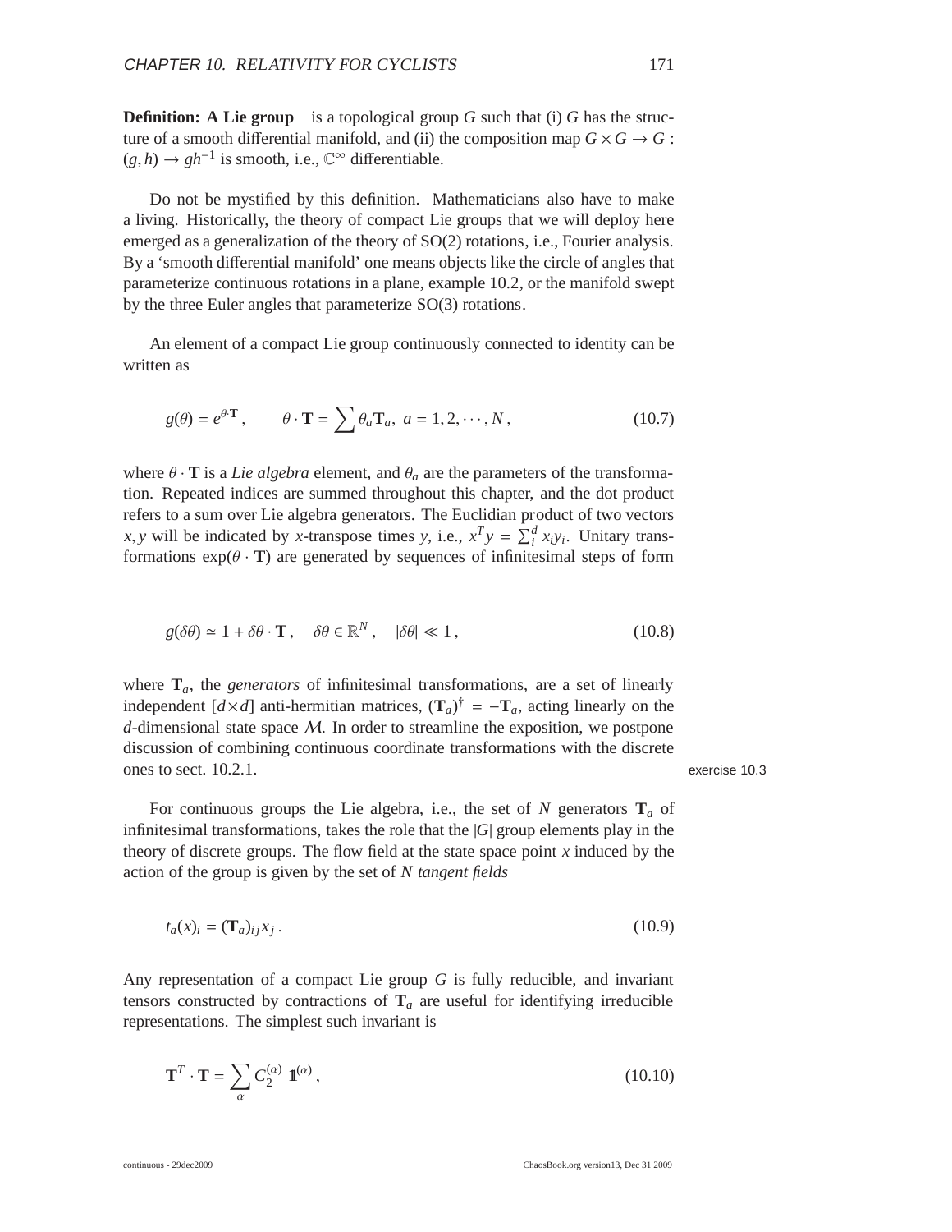**Definition: A Lie group** is a topological group $G$ such that (i) $G$ has the structure of a smooth differential manifold, and (ii) the composition map $G \times G \to G$ : $(g, h) \to gh^{-1}$ is smooth, i.e., $\mathbb{C}^\infty$ differentiable.

Do not be mystified by this definition. Mathematicians also have to make a living. Historically, the theory of compact Lie groups that we will deploy here emerged as a generalization of the theory of SO(2) rotations, i.e., Fourier analysis. By a 'smooth differential manifold' one means objects like the circle of angles that parameterize continuous rotations in a plane, example 10.2, or the manifold swept by the three Euler angles that parameterize SO(3) rotations.

An element of a compact Lie group continuously connected to identity can be written as

$$g(\theta) = e^{\theta \cdot \mathbf{T}}, \qquad \theta \cdot \mathbf{T} = \sum \theta_a \mathbf{T}_a, \; a = 1, 2, \cdots, N, \tag{10.7}$$

where $\theta \cdot \mathbf{T}$ is a *Lie algebra* element, and $\theta_a$ are the parameters of the transformation. Repeated indices are summed throughout this chapter, and the dot product refers to a sum over Lie algebra generators. The Euclidian product of two vectors $x, y$ will be indicated by $x$-transpose times $y$, i.e., $x^T y = \sum_i^d x_i y_i$. Unitary transformations $\exp(\theta \cdot \mathbf{T})$ are generated by sequences of infinitesimal steps of form

$$g(\delta\theta) \simeq 1 + \delta\theta \cdot \mathbf{T}, \quad \delta\theta \in \mathbb{R}^N, \quad |\delta\theta| \ll 1, \tag{10.8}$$

where $\mathbf{T}_a$, the *generators* of infinitesimal transformations, are a set of linearly independent $[d \times d]$ anti-hermitian matrices, $(\mathbf{T}_a)^\dagger = -\mathbf{T}_a$, acting linearly on the $d$-dimensional state space $\mathcal{M}$. In order to streamline the exposition, we postpone discussion of combining continuous coordinate transformations with the discrete ones to sect. 10.2.1.

exercise 10.3

For continuous groups the Lie algebra, i.e., the set of $N$ generators $\mathbf{T}_a$ of infinitesimal transformations, takes the role that the $|G|$ group elements play in the theory of discrete groups. The flow field at the state space point $x$ induced by the action of the group is given by the set of $N$ *tangent fields*

$$t_a(x)_i = (\mathbf{T}_a)_{ij} x_j \,. \tag{10.9}$$

Any representation of a compact Lie group $G$ is fully reducible, and invariant tensors constructed by contractions of $\mathbf{T}_a$ are useful for identifying irreducible representations. The simplest such invariant is

$$\mathbf{T}^T \cdot \mathbf{T} = \sum_\alpha C_2^{(\alpha)} \, \mathbb{1}^{(\alpha)}, \tag{10.10}$$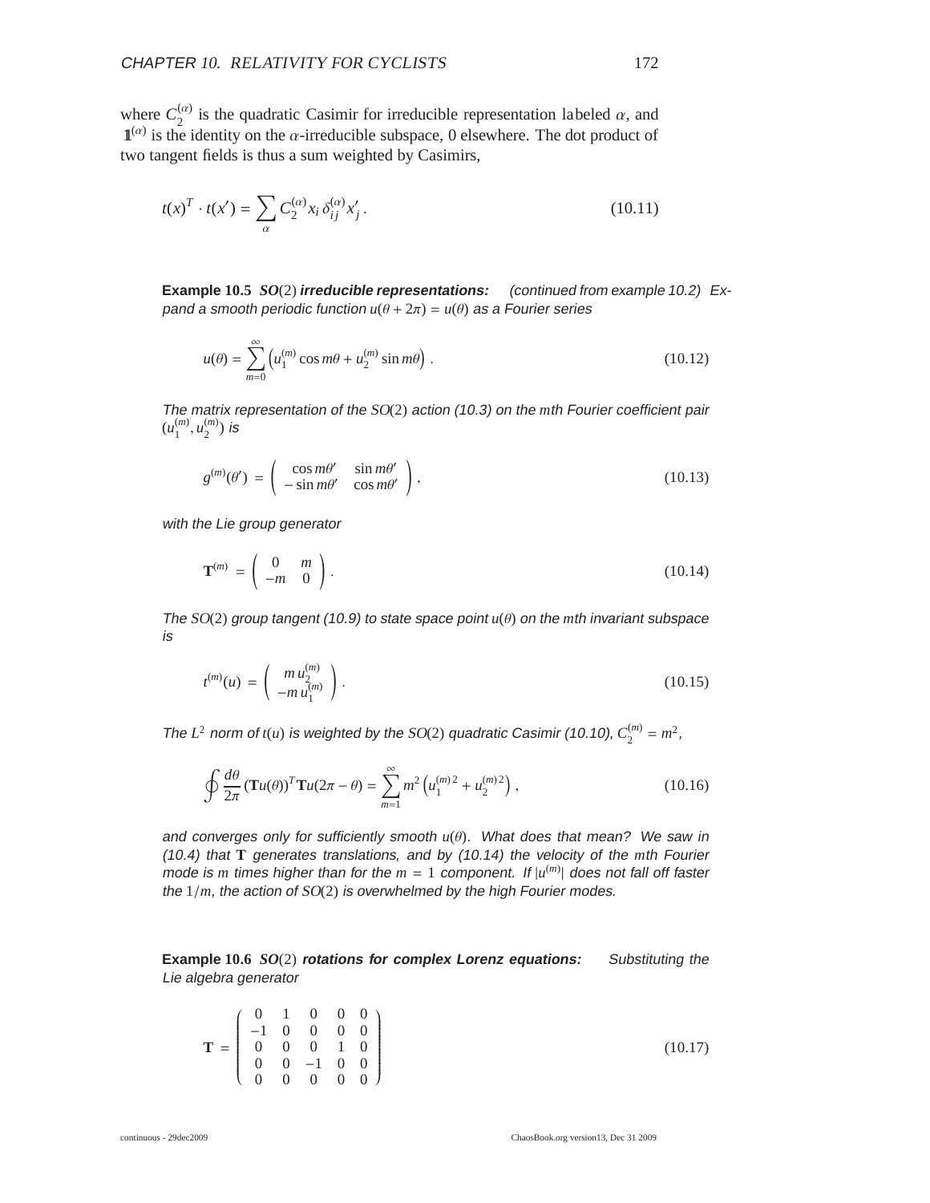where $C_2^{(\alpha)}$ is the quadratic Casimir for irreducible representation labeled $\alpha$, and $\mathbb{1}^{(\alpha)}$ is the identity on the $\alpha$-irreducible subspace, 0 elsewhere. The dot product of two tangent fields is thus a sum weighted by Casimirs,

$$t(x)^T \cdot t(x') = \sum_\alpha C_2^{(\alpha)} x_i \, \delta_{ij}^{(\alpha)} x'_j \,. \tag{10.11}$$

**Example 10.5** ***SO*(2) *irreducible representations:*** *(continued from example 10.2) Expand a smooth periodic function $u(\theta + 2\pi) = u(\theta)$ as a Fourier series*

$$u(\theta) = \sum_{m=0}^{\infty} \left( u_1^{(m)} \cos m\theta + u_2^{(m)} \sin m\theta \right) . \tag{10.12}$$

*The matrix representation of the $SO(2)$ action (10.3) on the $m$th Fourier coefficient pair $(u_1^{(m)}, u_2^{(m)})$ is*

$$g^{(m)}(\theta') = \begin{pmatrix} \cos m\theta' & \sin m\theta' \\ -\sin m\theta' & \cos m\theta' \end{pmatrix} , \tag{10.13}$$

*with the Lie group generator*

$$\mathbf{T}^{(m)} = \begin{pmatrix} 0 & m \\ -m & 0 \end{pmatrix} . \tag{10.14}$$

*The $SO(2)$ group tangent (10.9) to state space point $u(\theta)$ on the $m$th invariant subspace is*

$$t^{(m)}(u) = \begin{pmatrix} m\, u_2^{(m)} \\ -m\, u_1^{(m)} \end{pmatrix} . \tag{10.15}$$

*The $L^2$ norm of $t(u)$ is weighted by the $SO(2)$ quadratic Casimir (10.10), $C_2^{(m)} = m^2$,*

$$\oint \frac{d\theta}{2\pi} (\mathbf{T}u(\theta))^T \mathbf{T}u(2\pi - \theta) = \sum_{m=1}^{\infty} m^2 \left( u_1^{(m)\,2} + u_2^{(m)\,2} \right) , \tag{10.16}$$

*and converges only for sufficiently smooth $u(\theta)$. What does that mean? We saw in (10.4) that $\mathbf{T}$ generates translations, and by (10.14) the velocity of the $m$th Fourier mode is $m$ times higher than for the $m = 1$ component. If $|u^{(m)}|$ does not fall off faster the $1/m$, the action of $SO(2)$ is overwhelmed by the high Fourier modes.*

**Example 10.6** ***SO*(2) *rotations for complex Lorenz equations:*** *Substituting the Lie algebra generator*

$$\mathbf{T} = \begin{pmatrix} 0 & 1 & 0 & 0 & 0 \\ -1 & 0 & 0 & 0 & 0 \\ 0 & 0 & 0 & 1 & 0 \\ 0 & 0 & -1 & 0 & 0 \\ 0 & 0 & 0 & 0 & 0 \end{pmatrix} \tag{10.17}$$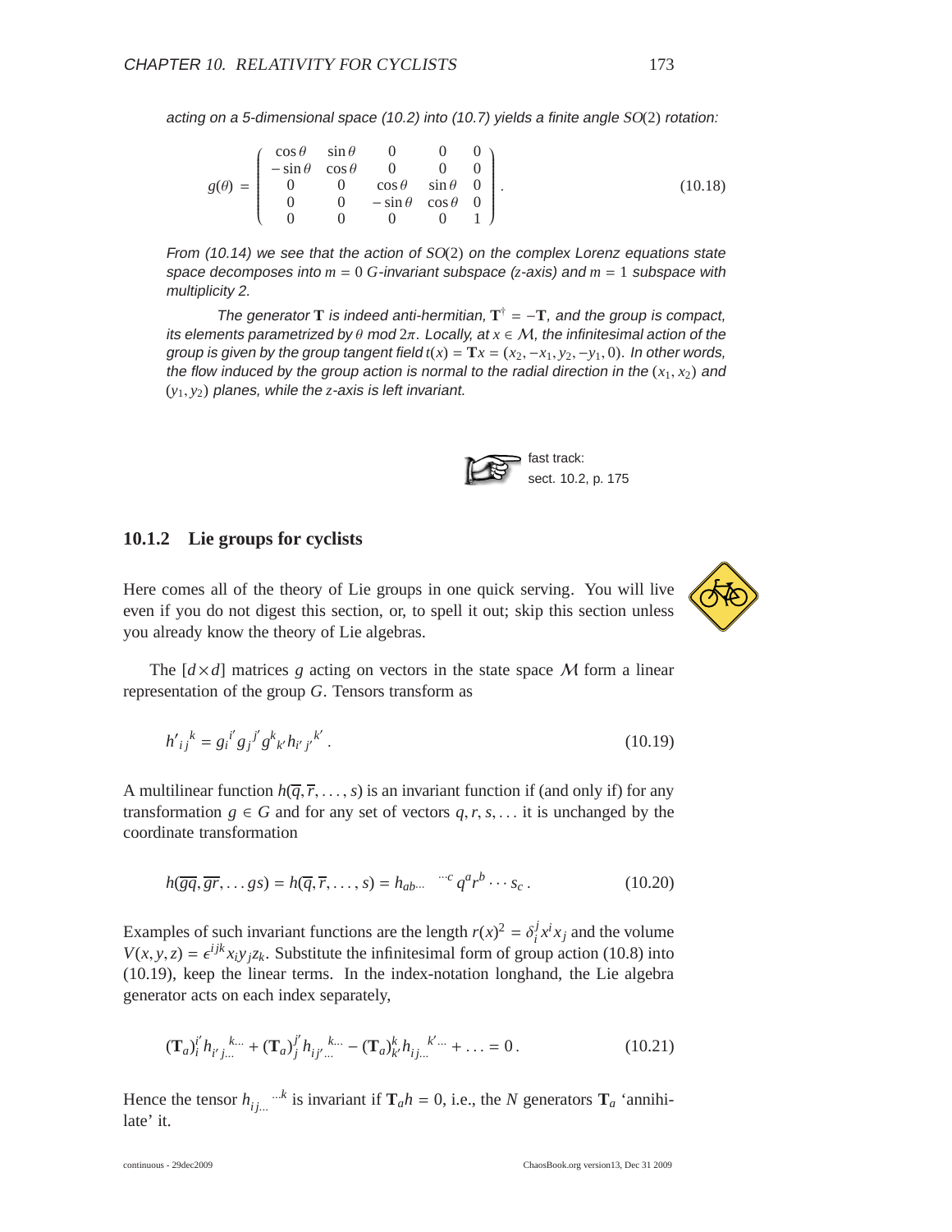*acting on a 5-dimensional space (10.2) into (10.7) yields a finite angle $SO(2)$ rotation:*

$$
g(\theta) = \begin{pmatrix} \cos\theta & \sin\theta & 0 & 0 & 0 \\ -\sin\theta & \cos\theta & 0 & 0 & 0 \\ 0 & 0 & \cos\theta & \sin\theta & 0 \\ 0 & 0 & -\sin\theta & \cos\theta & 0 \\ 0 & 0 & 0 & 0 & 1 \end{pmatrix} . \tag{10.18}
$$

*From (10.14) we see that the action of $SO(2)$ on the complex Lorenz equations state space decomposes into $m = 0$ $G$-invariant subspace (z-axis) and $m = 1$ subspace with multiplicity 2.*

*The generator $\mathbf{T}$ is indeed anti-hermitian, $\mathbf{T}^\dagger = -\mathbf{T}$, and the group is compact, its elements parametrized by $\theta$ mod $2\pi$. Locally, at $x \in \mathcal{M}$, the infinitesimal action of the group is given by the group tangent field $t(x) = \mathbf{T}x = (x_2, -x_1, y_2, -y_1, 0)$. In other words, the flow induced by the group action is normal to the radial direction in the $(x_1, x_2)$ and $(y_1, y_2)$ planes, while the z-axis is left invariant.*

fast track:
sect. 10.2, p. 175

### 10.1.2 Lie groups for cyclists

Here comes all of the theory of Lie groups in one quick serving. You will live even if you do not digest this section, or, to spell it out; skip this section unless you already know the theory of Lie algebras.

The $[d \times d]$ matrices $g$ acting on vectors in the state space $\mathcal{M}$ form a linear representation of the group $G$. Tensors transform as

$$
h'_{ij}{}^{k} = g_i{}^{i'} g_j{}^{j'} g^k{}_{k'} h_{i'j'}{}^{k'} . \tag{10.19}
$$

A multilinear function $h(\overline{q}, \overline{r}, \ldots, s)$ is an invariant function if (and only if) for any transformation $g \in G$ and for any set of vectors $q, r, s, \ldots$ it is unchanged by the coordinate transformation

$$
h(\overline{gq}, \overline{gr}, \ldots gs) = h(\overline{q}, \overline{r}, \ldots, s) = h_{ab\cdots}{}^{\cdots c} q^a r^b \cdots s_c . \tag{10.20}
$$

Examples of such invariant functions are the length $r(x)^2 = \delta_i^j x^i x_j$ and the volume $V(x, y, z) = \epsilon^{ijk} x_i y_j z_k$. Substitute the infinitesimal form of group action (10.8) into (10.19), keep the linear terms. In the index-notation longhand, the Lie algebra generator acts on each index separately,

$$
(\mathbf{T}_a)_i^{i'} h_{i'j\ldots}{}^{k\ldots} + (\mathbf{T}_a)_j^{j'} h_{ij'\ldots}{}^{k\ldots} - (\mathbf{T}_a)_{k'}^{k} h_{ij\ldots}{}^{k'\ldots} + \ldots = 0 . \tag{10.21}
$$

Hence the tensor $h_{ij\ldots}{}^{\ldots k}$ is invariant if $\mathbf{T}_a h = 0$, i.e., the $N$ generators $\mathbf{T}_a$ 'annihilate' it.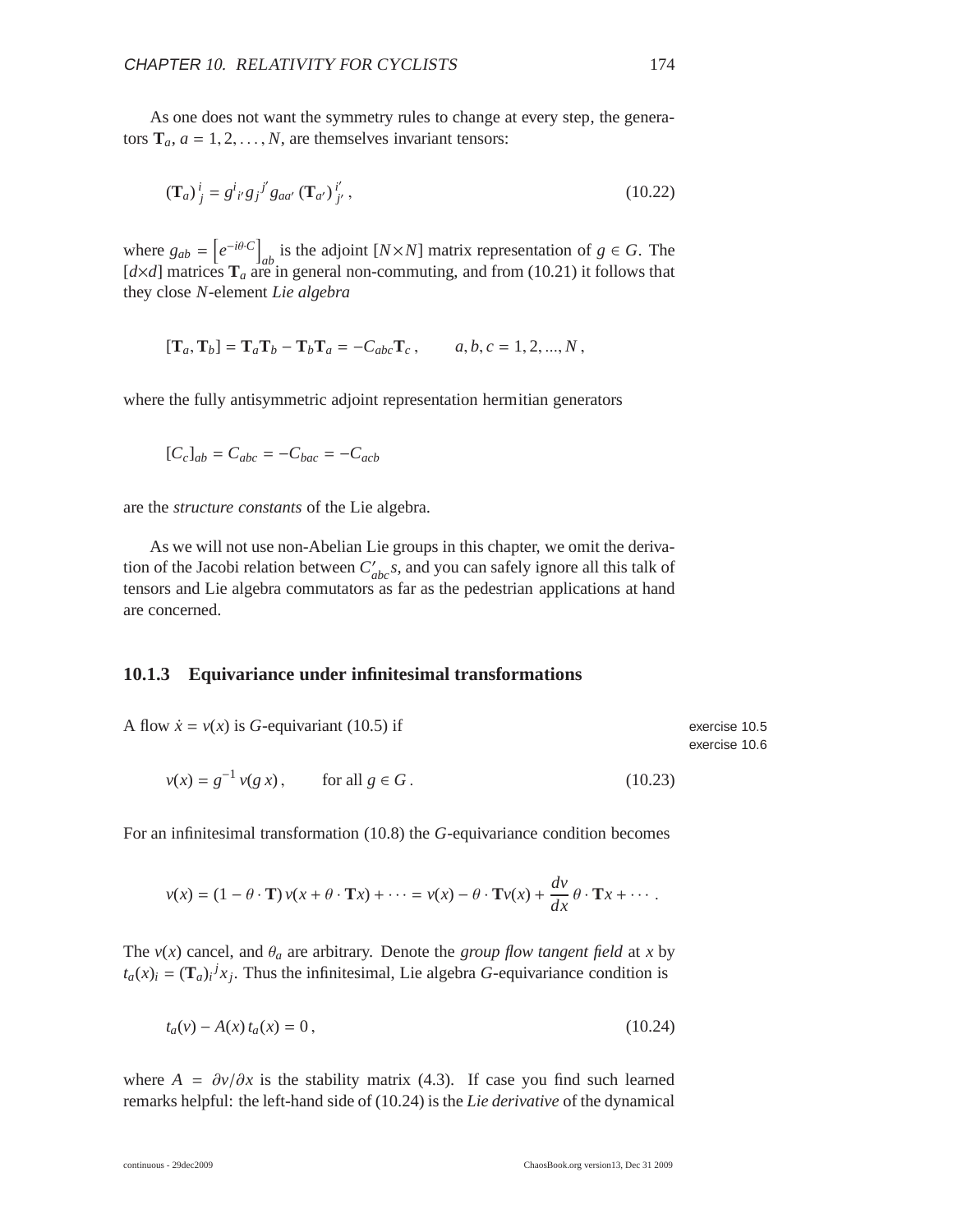As one does not want the symmetry rules to change at every step, the generators $\mathbf{T}_a$, $a = 1, 2, \ldots, N$, are themselves invariant tensors:

$$(\mathbf{T}_a)_j^{\ i} = g^i{}_{i'} g_j{}^{j'} g_{aa'} (\mathbf{T}_{a'})_{j'}^{\ i'}, \tag{10.22}$$

where $g_{ab} = \left[e^{-i\theta\cdot C}\right]_{ab}$ is the adjoint $[N\times N]$ matrix representation of $g \in G$. The $[d\times d]$ matrices $\mathbf{T}_a$ are in general non-commuting, and from (10.21) it follows that they close $N$-element *Lie algebra*

$$[\mathbf{T}_a, \mathbf{T}_b] = \mathbf{T}_a\mathbf{T}_b - \mathbf{T}_b\mathbf{T}_a = -C_{abc}\mathbf{T}_c\,, \qquad a, b, c = 1, 2, ..., N\,,$$

where the fully antisymmetric adjoint representation hermitian generators

$$[C_c]_{ab} = C_{abc} = -C_{bac} = -C_{acb}$$

are the *structure constants* of the Lie algebra.

As we will not use non-Abelian Lie groups in this chapter, we omit the derivation of the Jacobi relation between $C'_{abc}s$, and you can safely ignore all this talk of tensors and Lie algebra commutators as far as the pedestrian applications at hand are concerned.

### 10.1.3 Equivariance under infinitesimal transformations

A flow $\dot{x} = v(x)$ is $G$-equivariant (10.5) if

exercise 10.5
exercise 10.6

$$v(x) = g^{-1}\, v(g\, x)\,, \qquad \text{for all } g \in G\,. \tag{10.23}$$

For an infinitesimal transformation (10.8) the $G$-equivariance condition becomes

$$v(x) = (1 - \theta\cdot\mathbf{T})\, v(x + \theta\cdot\mathbf{T}x) + \cdots = v(x) - \theta\cdot\mathbf{T}v(x) + \frac{dv}{dx}\,\theta\cdot\mathbf{T}x + \cdots\,.$$

The $v(x)$ cancel, and $\theta_a$ are arbitrary. Denote the *group flow tangent field* at $x$ by $t_a(x)_i = (\mathbf{T}_a)_i{}^j x_j$. Thus the infinitesimal, Lie algebra $G$-equivariance condition is

$$t_a(v) - A(x)\, t_a(x) = 0\,, \tag{10.24}$$

where $A = \partial v/\partial x$ is the stability matrix (4.3). If case you find such learned remarks helpful: the left-hand side of (10.24) is the *Lie derivative* of the dynamical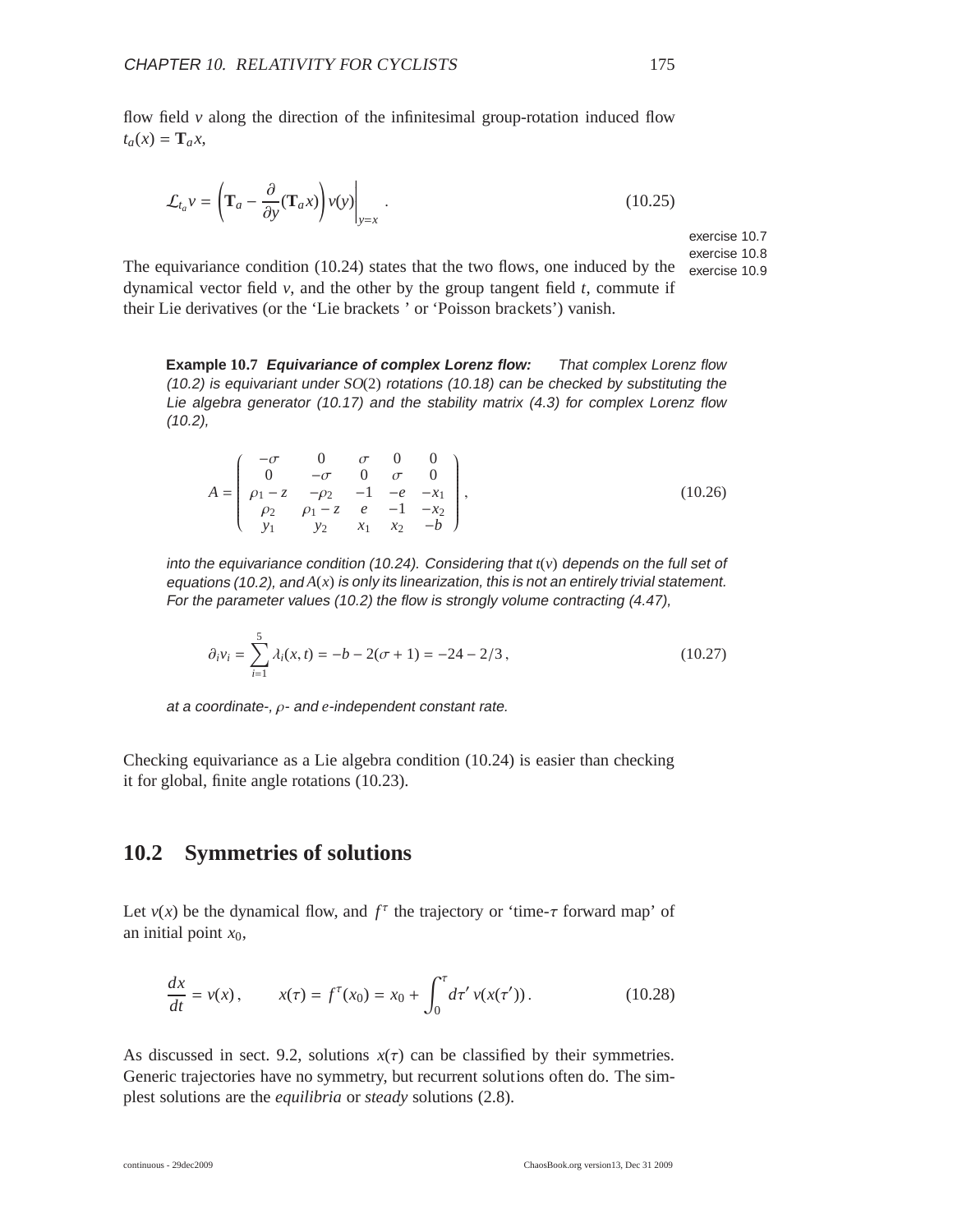flow field $v$ along the direction of the infinitesimal group-rotation induced flow $t_a(x) = \mathbf{T}_a x$,

$$\mathcal{L}_{t_a} v = \left( \mathbf{T}_a - \frac{\partial}{\partial y} (\mathbf{T}_a x) \right) v(y) \bigg|_{y=x} . \tag{10.25}$$

exercise 10.7
exercise 10.8
exercise 10.9

The equivariance condition (10.24) states that the two flows, one induced by the dynamical vector field $v$, and the other by the group tangent field $t$, commute if their Lie derivatives (or the 'Lie brackets ' or 'Poisson brackets') vanish.

**Example 10.7** ***Equivariance of complex Lorenz flow:*** *That complex Lorenz flow (10.2) is equivariant under $SO(2)$ rotations (10.18) can be checked by substituting the Lie algebra generator (10.17) and the stability matrix (4.3) for complex Lorenz flow (10.2),*

$$A = \begin{pmatrix} -\sigma & 0 & \sigma & 0 & 0 \\ 0 & -\sigma & 0 & \sigma & 0 \\ \rho_1 - z & -\rho_2 & -1 & -e & -x_1 \\ \rho_2 & \rho_1 - z & e & -1 & -x_2 \\ y_1 & y_2 & x_1 & x_2 & -b \end{pmatrix} , \tag{10.26}$$

*into the equivariance condition (10.24). Considering that $t(v)$ depends on the full set of equations (10.2), and $A(x)$ is only its linearization, this is not an entirely trivial statement. For the parameter values (10.2) the flow is strongly volume contracting (4.47),*

$$\partial_i v_i = \sum_{i=1}^{5} \lambda_i(x, t) = -b - 2(\sigma + 1) = -24 - 2/3 , \tag{10.27}$$

*at a coordinate-, $\rho$- and $e$-independent constant rate.*

Checking equivariance as a Lie algebra condition (10.24) is easier than checking it for global, finite angle rotations (10.23).

## 10.2 Symmetries of solutions

Let $v(x)$ be the dynamical flow, and $f^\tau$ the trajectory or 'time-$\tau$ forward map' of an initial point $x_0$,

$$\frac{dx}{dt} = v(x) , \qquad x(\tau) = f^\tau(x_0) = x_0 + \int_0^\tau d\tau' \, v(x(\tau')) . \tag{10.28}$$

As discussed in sect. 9.2, solutions $x(\tau)$ can be classified by their symmetries. Generic trajectories have no symmetry, but recurrent solutions often do. The simplest solutions are the *equilibria* or *steady* solutions (2.8).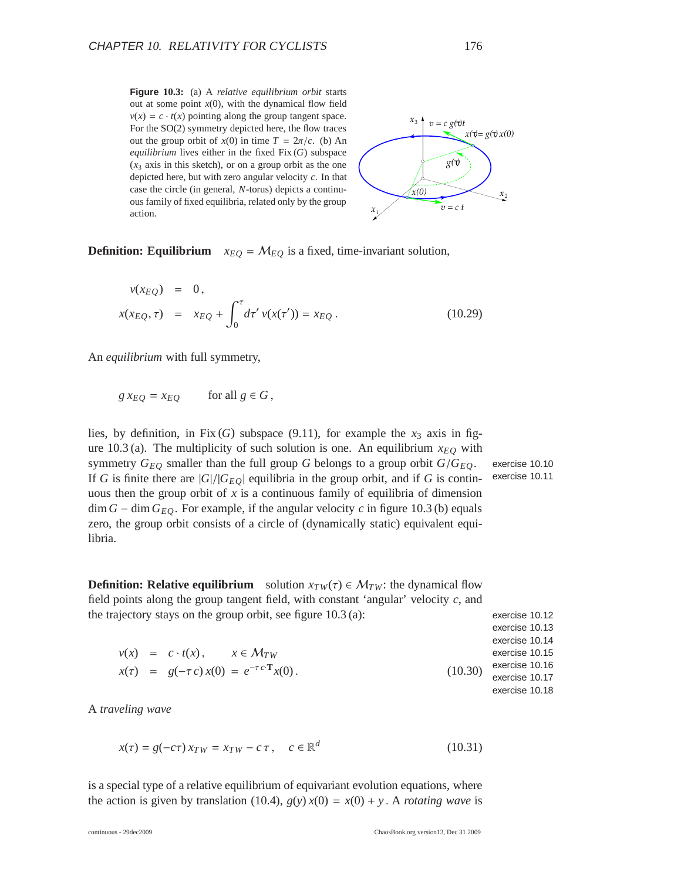**Figure 10.3:** (a) A *relative equilibrium orbit* starts out at some point $x(0)$, with the dynamical flow field $v(x) = c \cdot t(x)$ pointing along the group tangent space. For the SO(2) symmetry depicted here, the flow traces out the group orbit of $x(0)$ in time $T = 2\pi/c$. (b) An *equilibrium* lives either in the fixed Fix $(G)$ subspace ($x_3$ axis in this sketch), or on a group orbit as the one depicted here, but with zero angular velocity $c$. In that case the circle (in general, $N$-torus) depicts a continuous family of fixed equilibria, related only by the group action.

**Definition: Equilibrium** $x_{EQ} = \mathcal{M}_{EQ}$ is a fixed, time-invariant solution,

$$
\begin{aligned}
v(x_{EQ}) &= 0\,, \\
x(x_{EQ}, \tau) &= x_{EQ} + \int_0^\tau d\tau'\, v(x(\tau')) = x_{EQ}\,.
\end{aligned}
\tag{10.29}
$$

An *equilibrium* with full symmetry,

$$
g\, x_{EQ} = x_{EQ} \qquad \text{for all } g \in G\,,
$$

lies, by definition, in Fix $(G)$ subspace (9.11), for example the $x_3$ axis in figure 10.3 (a). The multiplicity of such solution is one. An equilibrium $x_{EQ}$ with symmetry $G_{EQ}$ smaller than the full group $G$ belongs to a group orbit $G/G_{EQ}$. If $G$ is finite there are $|G|/|G_{EQ}|$ equilibria in the group orbit, and if $G$ is continuous then the group orbit of $x$ is a continuous family of equilibria of dimension $\dim G - \dim G_{EQ}$. For example, if the angular velocity $c$ in figure 10.3 (b) equals zero, the group orbit consists of a circle of (dynamically static) equivalent equilibria.

exercise 10.10
exercise 10.11

**Definition: Relative equilibrium** solution $x_{TW}(\tau) \in \mathcal{M}_{TW}$: the dynamical flow field points along the group tangent field, with constant 'angular' velocity $c$, and the trajectory stays on the group orbit, see figure 10.3 (a):

exercise 10.12
exercise 10.13
exercise 10.14
exercise 10.15
exercise 10.16
exercise 10.17
exercise 10.18

$$
\begin{aligned}
v(x) &= c \cdot t(x)\,, \qquad x \in \mathcal{M}_{TW} \\
x(\tau) &= g(-\tau\, c)\, x(0) \;=\; e^{-\tau\, c \cdot \mathbf{T}} x(0)\,.
\end{aligned}
\tag{10.30}
$$

A *traveling wave*

$$
x(\tau) = g(-c\tau)\, x_{TW} = x_{TW} - c\,\tau\,, \quad c \in \mathbb{R}^d
\tag{10.31}
$$

is a special type of a relative equilibrium of equivariant evolution equations, where the action is given by translation (10.4), $g(y)\, x(0) = x(0) + y$. A *rotating wave* is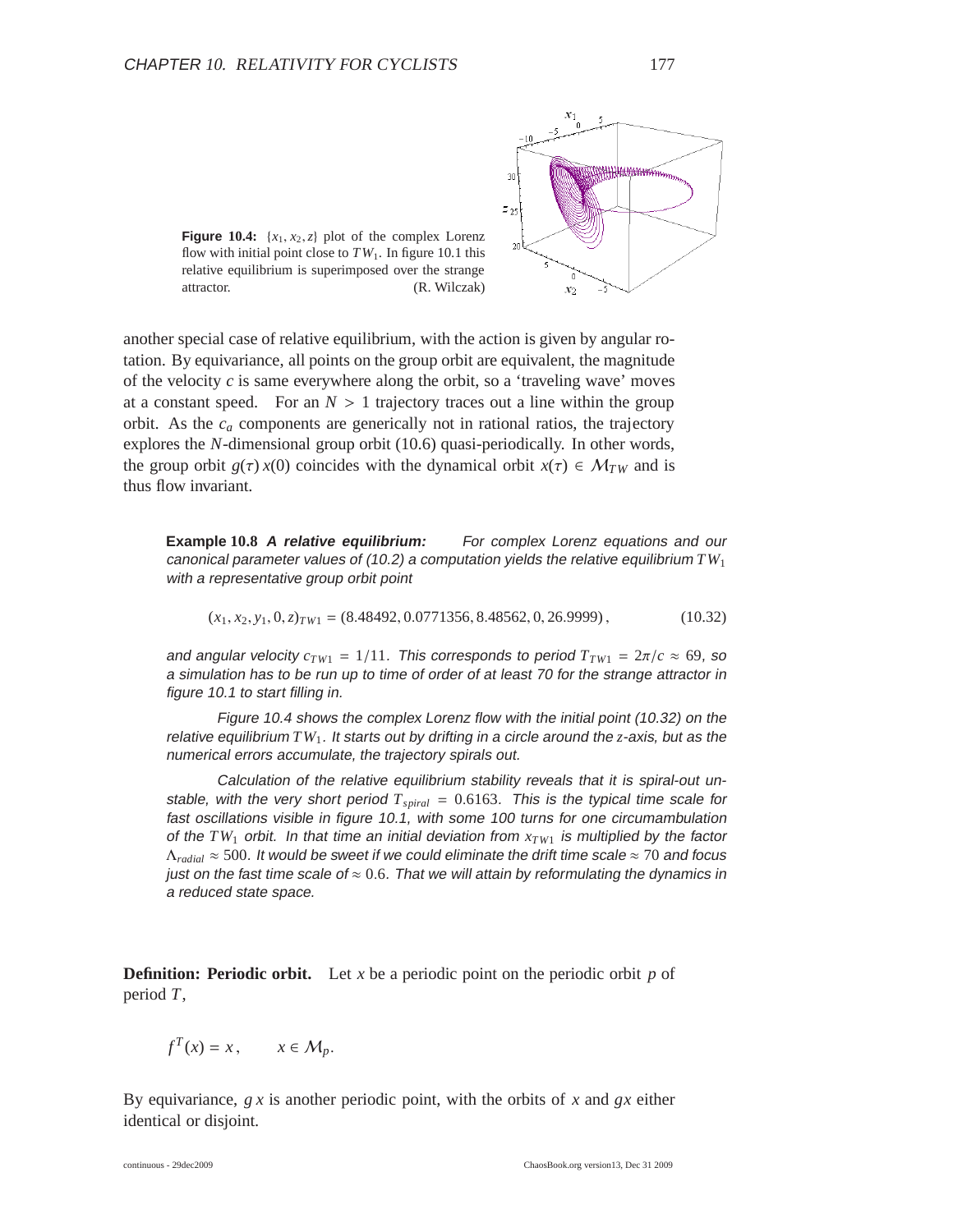**Figure 10.4:** $\{x_1, x_2, z\}$ plot of the complex Lorenz flow with initial point close to $TW_1$. In figure 10.1 this relative equilibrium is superimposed over the strange attractor. (R. Wilczak)

another special case of relative equilibrium, with the action is given by angular rotation. By equivariance, all points on the group orbit are equivalent, the magnitude of the velocity $c$ is same everywhere along the orbit, so a 'traveling wave' moves at a constant speed. For an $N > 1$ trajectory traces out a line within the group orbit. As the $c_a$ components are generically not in rational ratios, the trajectory explores the $N$-dimensional group orbit (10.6) quasi-periodically. In other words, the group orbit $g(\tau)\, x(0)$ coincides with the dynamical orbit $x(\tau) \in \mathcal{M}_{TW}$ and is thus flow invariant.

**Example 10.8** ***A relative equilibrium:*** *For complex Lorenz equations and our canonical parameter values of (10.2) a computation yields the relative equilibrium $TW_1$ with a representative group orbit point*

$$(x_1, x_2, y_1, 0, z)_{TW1} = (8.48492, 0.0771356, 8.48562, 0, 26.9999)\,, \tag{10.32}$$

*and angular velocity $c_{TW1} = 1/11$. This corresponds to period $T_{TW1} = 2\pi/c \approx 69$, so a simulation has to be run up to time of order of at least 70 for the strange attractor in figure 10.1 to start filling in.*

*Figure 10.4 shows the complex Lorenz flow with the initial point (10.32) on the relative equilibrium $TW_1$. It starts out by drifting in a circle around the $z$-axis, but as the numerical errors accumulate, the trajectory spirals out.*

*Calculation of the relative equilibrium stability reveals that it is spiral-out unstable, with the very short period $T_{spiral} = 0.6163$. This is the typical time scale for fast oscillations visible in figure 10.1, with some 100 turns for one circumambulation of the $TW_1$ orbit. In that time an initial deviation from $x_{TW1}$ is multiplied by the factor $\Lambda_{radial} \approx 500$. It would be sweet if we could eliminate the drift time scale $\approx 70$ and focus just on the fast time scale of $\approx 0.6$. That we will attain by reformulating the dynamics in a reduced state space.*

**Definition: Periodic orbit.** Let $x$ be a periodic point on the periodic orbit $p$ of period $T$,

$$f^T(x) = x\,, \qquad x \in \mathcal{M}_p.$$

By equivariance, $g\,x$ is another periodic point, with the orbits of $x$ and $gx$ either identical or disjoint.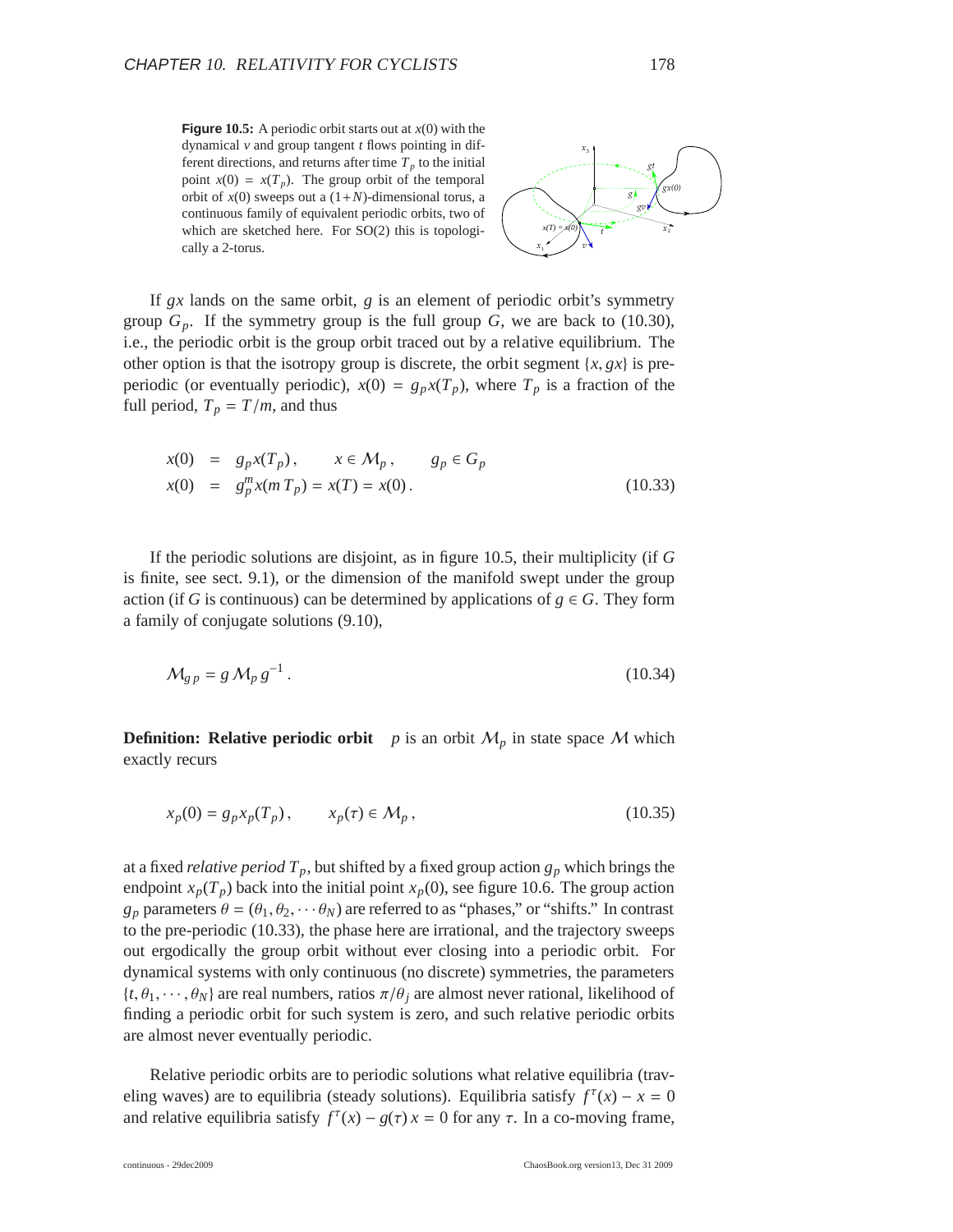**Figure 10.5:** A periodic orbit starts out at $x(0)$ with the dynamical $v$ and group tangent $t$ flows pointing in different directions, and returns after time $T_p$ to the initial point $x(0) = x(T_p)$. The group orbit of the temporal orbit of $x(0)$ sweeps out a $(1+N)$-dimensional torus, a continuous family of equivalent periodic orbits, two of which are sketched here. For SO(2) this is topologically a 2-torus.

If $gx$ lands on the same orbit, $g$ is an element of periodic orbit's symmetry group $G_p$. If the symmetry group is the full group $G$, we are back to (10.30), i.e., the periodic orbit is the group orbit traced out by a relative equilibrium. The other option is that the isotropy group is discrete, the orbit segment $\{x, gx\}$ is pre-periodic (or eventually periodic), $x(0) = g_p x(T_p)$, where $T_p$ is a fraction of the full period, $T_p = T/m$, and thus

$$
\begin{aligned}
x(0) &= g_p x(T_p) , \qquad x \in \mathcal{M}_p , \qquad g_p \in G_p \\
x(0) &= g_p^m x(m\, T_p) = x(T) = x(0) .
\end{aligned}
\tag{10.33}
$$

If the periodic solutions are disjoint, as in figure 10.5, their multiplicity (if $G$ is finite, see sect. 9.1), or the dimension of the manifold swept under the group action (if $G$ is continuous) can be determined by applications of $g \in G$. They form a family of conjugate solutions (9.10),

$$
\mathcal{M}_{g\,p} = g\, \mathcal{M}_p\, g^{-1} . \tag{10.34}
$$

**Definition: Relative periodic orbit** $p$ is an orbit $\mathcal{M}_p$ in state space $\mathcal{M}$ which exactly recurs

$$
x_p(0) = g_p x_p(T_p) , \qquad x_p(\tau) \in \mathcal{M}_p , \tag{10.35}
$$

at a fixed *relative period* $T_p$, but shifted by a fixed group action $g_p$ which brings the endpoint $x_p(T_p)$ back into the initial point $x_p(0)$, see figure 10.6. The group action $g_p$ parameters $\theta = (\theta_1, \theta_2, \cdots \theta_N)$ are referred to as "phases," or "shifts." In contrast to the pre-periodic (10.33), the phase here are irrational, and the trajectory sweeps out ergodically the group orbit without ever closing into a periodic orbit. For dynamical systems with only continuous (no discrete) symmetries, the parameters $\{t, \theta_1, \cdots, \theta_N\}$ are real numbers, ratios $\pi/\theta_j$ are almost never rational, likelihood of finding a periodic orbit for such system is zero, and such relative periodic orbits are almost never eventually periodic.

Relative periodic orbits are to periodic solutions what relative equilibria (traveling waves) are to equilibria (steady solutions). Equilibria satisfy $f^\tau(x) - x = 0$ and relative equilibria satisfy $f^\tau(x) - g(\tau)\, x = 0$ for any $\tau$. In a co-moving frame,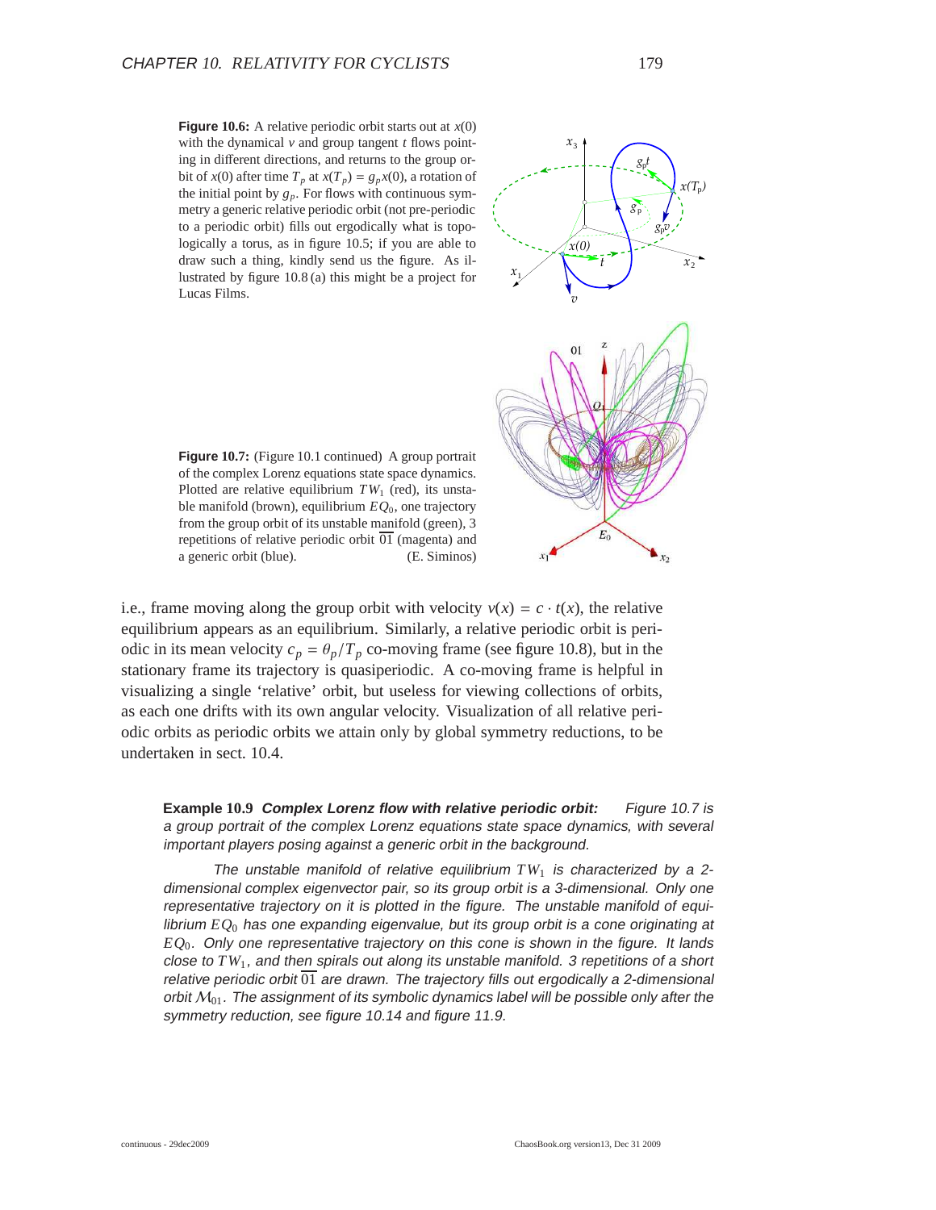**Figure 10.6:** A relative periodic orbit starts out at $x(0)$ with the dynamical $v$ and group tangent $t$ flows pointing in different directions, and returns to the group orbit of $x(0)$ after time $T_p$ at $x(T_p) = g_p x(0)$, a rotation of the initial point by $g_p$. For flows with continuous symmetry a generic relative periodic orbit (not pre-periodic to a periodic orbit) fills out ergodically what is topologically a torus, as in figure 10.5; if you are able to draw such a thing, kindly send us the figure. As illustrated by figure 10.8 (a) this might be a project for Lucas Films.

**Figure 10.7:** (Figure 10.1 continued) A group portrait of the complex Lorenz equations state space dynamics. Plotted are relative equilibrium $TW_1$ (red), its unstable manifold (brown), equilibrium $EQ_0$, one trajectory from the group orbit of its unstable manifold (green), 3 repetitions of relative periodic orbit $\overline{01}$ (magenta) and a generic orbit (blue). (E. Siminos)

i.e., frame moving along the group orbit with velocity $v(x) = c \cdot t(x)$, the relative equilibrium appears as an equilibrium. Similarly, a relative periodic orbit is periodic in its mean velocity $c_p = \theta_p / T_p$ co-moving frame (see figure 10.8), but in the stationary frame its trajectory is quasiperiodic. A co-moving frame is helpful in visualizing a single 'relative' orbit, but useless for viewing collections of orbits, as each one drifts with its own angular velocity. Visualization of all relative periodic orbits as periodic orbits we attain only by global symmetry reductions, to be undertaken in sect. 10.4.

**Example 10.9** ***Complex Lorenz flow with relative periodic orbit:*** *Figure 10.7 is a group portrait of the complex Lorenz equations state space dynamics, with several important players posing against a generic orbit in the background.*

*The unstable manifold of relative equilibrium $TW_1$ is characterized by a 2-dimensional complex eigenvector pair, so its group orbit is a 3-dimensional. Only one representative trajectory on it is plotted in the figure. The unstable manifold of equilibrium $EQ_0$ has one expanding eigenvalue, but its group orbit is a cone originating at $EQ_0$. Only one representative trajectory on this cone is shown in the figure. It lands close to $TW_1$, and then spirals out along its unstable manifold. 3 repetitions of a short relative periodic orbit $\overline{01}$ are drawn. The trajectory fills out ergodically a 2-dimensional orbit $\mathcal{M}_{01}$. The assignment of its symbolic dynamics label will be possible only after the symmetry reduction, see figure 10.14 and figure 11.9.*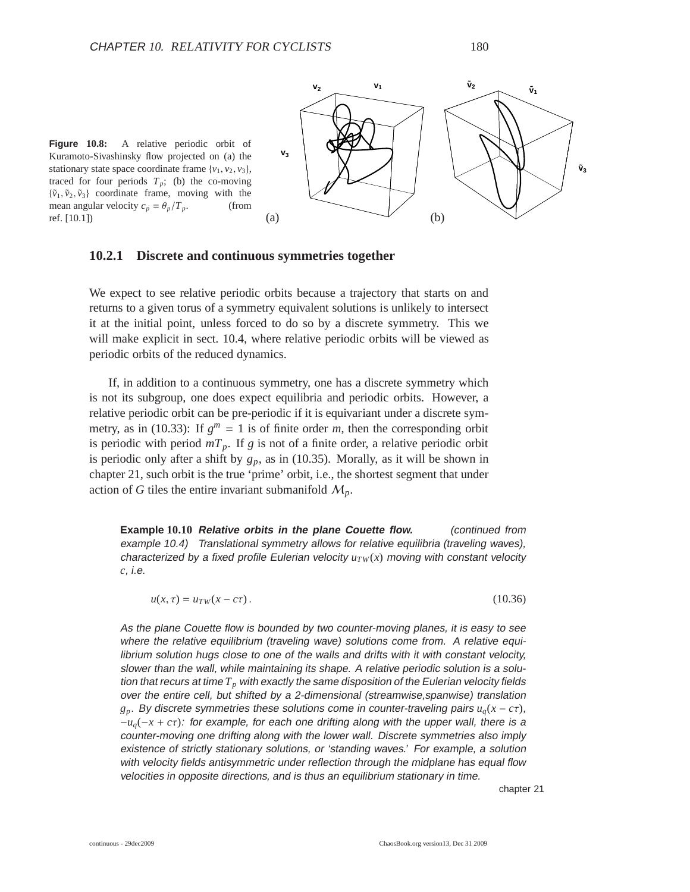**Figure 10.8:** A relative periodic orbit of Kuramoto-Sivashinsky flow projected on (a) the stationary state space coordinate frame $\{v_1, v_2, v_3\}$, traced for four periods $T_p$; (b) the co-moving $\{\tilde{v}_1, \tilde{v}_2, \tilde{v}_3\}$ coordinate frame, moving with the mean angular velocity $c_p = \theta_p / T_p$. (from ref. [10.1])

### 10.2.1 Discrete and continuous symmetries together

We expect to see relative periodic orbits because a trajectory that starts on and returns to a given torus of a symmetry equivalent solutions is unlikely to intersect it at the initial point, unless forced to do so by a discrete symmetry. This we will make explicit in sect. 10.4, where relative periodic orbits will be viewed as periodic orbits of the reduced dynamics.

If, in addition to a continuous symmetry, one has a discrete symmetry which is not its subgroup, one does expect equilibria and periodic orbits. However, a relative periodic orbit can be pre-periodic if it is equivariant under a discrete symmetry, as in (10.33): If $g^m = 1$ is of finite order $m$, then the corresponding orbit is periodic with period $mT_p$. If $g$ is not of a finite order, a relative periodic orbit is periodic only after a shift by $g_p$, as in (10.35). Morally, as it will be shown in chapter 21, such orbit is the true 'prime' orbit, i.e., the shortest segment that under action of $G$ tiles the entire invariant submanifold $\mathcal{M}_p$.

**Example 10.10** ***Relative orbits in the plane Couette flow.*** *(continued from example 10.4) Translational symmetry allows for relative equilibria (traveling waves), characterized by a fixed profile Eulerian velocity $u_{TW}(x)$ moving with constant velocity $c$, i.e.*

$$u(x, \tau) = u_{TW}(x - c\tau) . \tag{10.36}$$

*As the plane Couette flow is bounded by two counter-moving planes, it is easy to see where the relative equilibrium (traveling wave) solutions come from. A relative equilibrium solution hugs close to one of the walls and drifts with it with constant velocity, slower than the wall, while maintaining its shape. A relative periodic solution is a solution that recurs at time $T_p$ with exactly the same disposition of the Eulerian velocity fields over the entire cell, but shifted by a 2-dimensional (streamwise,spanwise) translation $g_p$. By discrete symmetries these solutions come in counter-traveling pairs $u_q(x - c\tau)$, $-u_q(-x + c\tau)$: for example, for each one drifting along with the upper wall, there is a counter-moving one drifting along with the lower wall. Discrete symmetries also imply existence of strictly stationary solutions, or 'standing waves.' For example, a solution with velocity fields antisymmetric under reflection through the midplane has equal flow velocities in opposite directions, and is thus an equilibrium stationary in time.*

chapter 21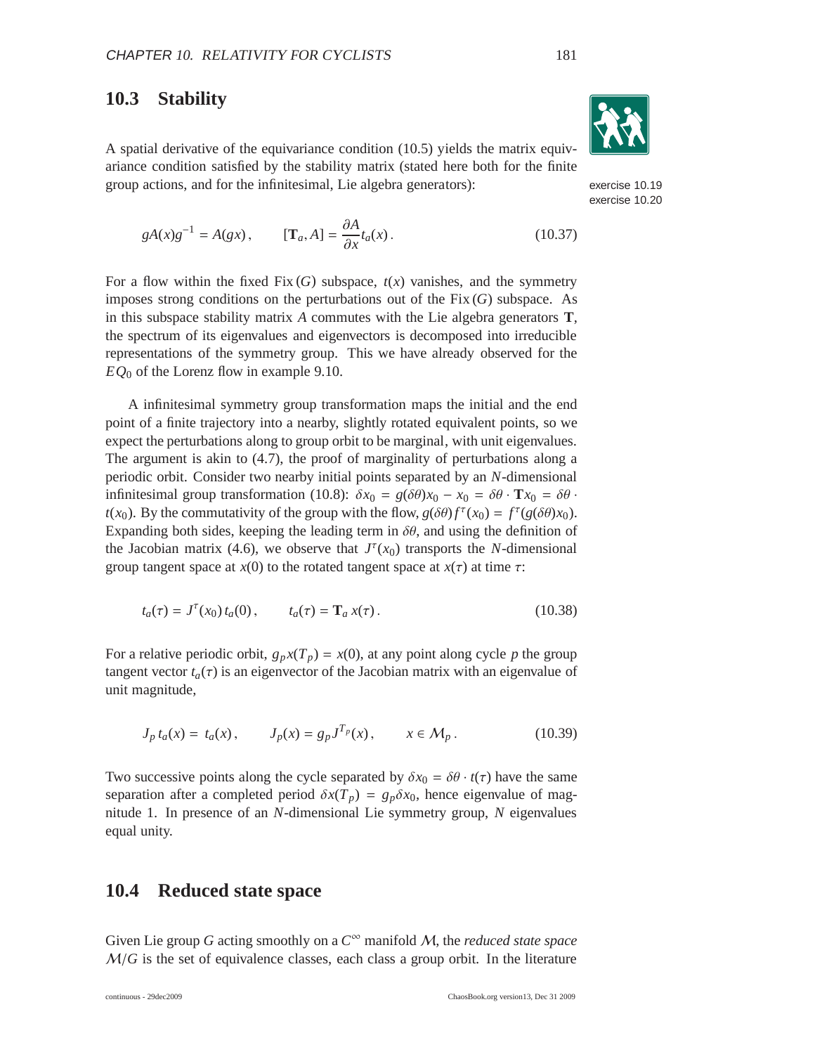## 10.3 Stability

A spatial derivative of the equivariance condition (10.5) yields the matrix equivariance condition satisfied by the stability matrix (stated here both for the finite group actions, and for the infinitesimal, Lie algebra generators):

exercise 10.19
exercise 10.20

$$gA(x)g^{-1} = A(gx)\,, \qquad [\mathbf{T}_a, A] = \frac{\partial A}{\partial x} t_a(x)\,. \tag{10.37}$$

For a flow within the fixed $\mathrm{Fix}\,(G)$ subspace, $t(x)$ vanishes, and the symmetry imposes strong conditions on the perturbations out of the $\mathrm{Fix}\,(G)$ subspace. As in this subspace stability matrix $A$ commutes with the Lie algebra generators $\mathbf{T}$, the spectrum of its eigenvalues and eigenvectors is decomposed into irreducible representations of the symmetry group. This we have already observed for the $EQ_0$ of the Lorenz flow in example 9.10.

A infinitesimal symmetry group transformation maps the initial and the end point of a finite trajectory into a nearby, slightly rotated equivalent points, so we expect the perturbations along to group orbit to be marginal, with unit eigenvalues. The argument is akin to (4.7), the proof of marginality of perturbations along a periodic orbit. Consider two nearby initial points separated by an $N$-dimensional infinitesimal group transformation (10.8): $\delta x_0 = g(\delta\theta)x_0 - x_0 = \delta\theta \cdot \mathbf{T}x_0 = \delta\theta \cdot t(x_0)$. By the commutativity of the group with the flow, $g(\delta\theta) f^\tau(x_0) = f^\tau(g(\delta\theta)x_0)$. Expanding both sides, keeping the leading term in $\delta\theta$, and using the definition of the Jacobian matrix (4.6), we observe that $J^\tau(x_0)$ transports the $N$-dimensional group tangent space at $x(0)$ to the rotated tangent space at $x(\tau)$ at time $\tau$:

$$t_a(\tau) = J^\tau(x_0)\, t_a(0)\,, \qquad t_a(\tau) = \mathbf{T}_a\, x(\tau)\,. \tag{10.38}$$

For a relative periodic orbit, $g_p x(T_p) = x(0)$, at any point along cycle $p$ the group tangent vector $t_a(\tau)$ is an eigenvector of the Jacobian matrix with an eigenvalue of unit magnitude,

$$J_p\, t_a(x) = t_a(x)\,, \qquad J_p(x) = g_p J^{T_p}(x)\,, \qquad x \in \mathcal{M}_p\,. \tag{10.39}$$

Two successive points along the cycle separated by $\delta x_0 = \delta\theta \cdot t(\tau)$ have the same separation after a completed period $\delta x(T_p) = g_p \delta x_0$, hence eigenvalue of magnitude 1. In presence of an $N$-dimensional Lie symmetry group, $N$ eigenvalues equal unity.

## 10.4 Reduced state space

Given Lie group $G$ acting smoothly on a $C^\infty$ manifold $\mathcal{M}$, the *reduced state space* $\mathcal{M}/G$ is the set of equivalence classes, each class a group orbit. In the literature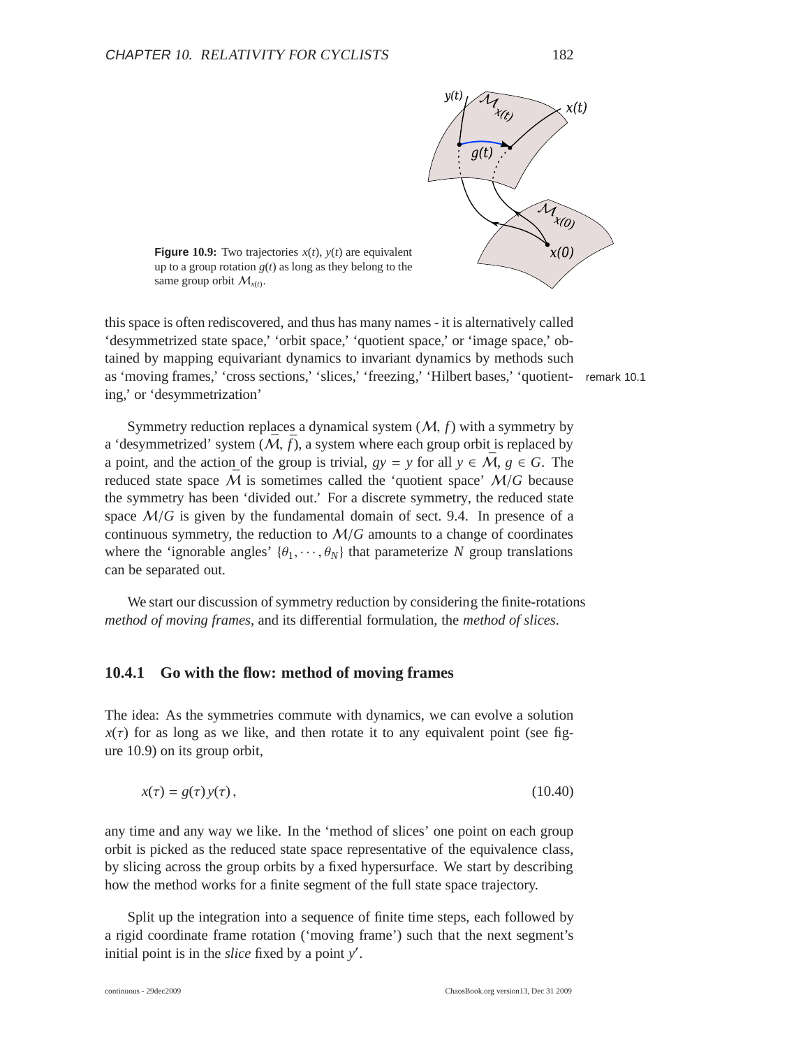**Figure 10.9:** Two trajectories $x(t)$, $y(t)$ are equivalent up to a group rotation $g(t)$ as long as they belong to the same group orbit $\mathcal{M}_{x(t)}$.

this space is often rediscovered, and thus has many names - it is alternatively called 'desymmetrized state space,' 'orbit space,' 'quotient space,' or 'image space,' obtained by mapping equivariant dynamics to invariant dynamics by methods such as 'moving frames,' 'cross sections,' 'slices,' 'freezing,' 'Hilbert bases,' 'quotienting,' or 'desymmetrization' (remark 10.1)

Symmetry reduction replaces a dynamical system $(\mathcal{M}, f)$ with a symmetry by a 'desymmetrized' system $(\bar{\mathcal{M}}, \bar{f})$, a system where each group orbit is replaced by a point, and the action of the group is trivial, $gy = y$ for all $y \in \bar{\mathcal{M}}$, $g \in G$. The reduced state space $\bar{\mathcal{M}}$ is sometimes called the 'quotient space' $\mathcal{M}/G$ because the symmetry has been 'divided out.' For a discrete symmetry, the reduced state space $\mathcal{M}/G$ is given by the fundamental domain of sect. 9.4. In presence of a continuous symmetry, the reduction to $\mathcal{M}/G$ amounts to a change of coordinates where the 'ignorable angles' $\{\theta_1, \cdots, \theta_N\}$ that parameterize $N$ group translations can be separated out.

We start our discussion of symmetry reduction by considering the finite-rotations *method of moving frames*, and its differential formulation, the *method of slices*.

### 10.4.1 Go with the flow: method of moving frames

The idea: As the symmetries commute with dynamics, we can evolve a solution $x(\tau)$ for as long as we like, and then rotate it to any equivalent point (see figure 10.9) on its group orbit,

$$x(\tau) = g(\tau)\, y(\tau)\,, \tag{10.40}$$

any time and any way we like. In the 'method of slices' one point on each group orbit is picked as the reduced state space representative of the equivalence class, by slicing across the group orbits by a fixed hypersurface. We start by describing how the method works for a finite segment of the full state space trajectory.

Split up the integration into a sequence of finite time steps, each followed by a rigid coordinate frame rotation ('moving frame') such that the next segment's initial point is in the *slice* fixed by a point $y'$.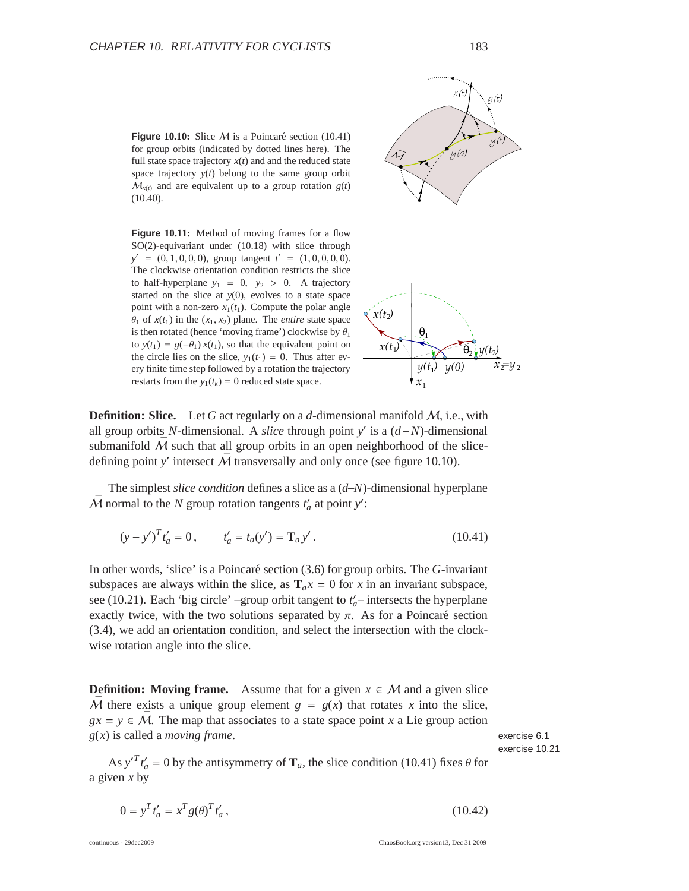**Figure 10.10:** Slice $\bar{\mathcal{M}}$ is a Poincaré section (10.41) for group orbits (indicated by dotted lines here). The full state space trajectory $x(t)$ and and the reduced state space trajectory $y(t)$ belong to the same group orbit $\mathcal{M}_{x(t)}$ and are equivalent up to a group rotation $g(t)$ (10.40).

**Figure 10.11:** Method of moving frames for a flow SO(2)-equivariant under (10.18) with slice through $y' = (0, 1, 0, 0, 0)$, group tangent $t' = (1, 0, 0, 0, 0)$. The clockwise orientation condition restricts the slice to half-hyperplane $y_1 = 0$, $y_2 > 0$. A trajectory started on the slice at $y(0)$, evolves to a state space point with a non-zero $x_1(t_1)$. Compute the polar angle $\theta_1$ of $x(t_1)$ in the $(x_1, x_2)$ plane. The *entire* state space is then rotated (hence 'moving frame') clockwise by $\theta_1$ to $y(t_1) = g(-\theta_1)\, x(t_1)$, so that the equivalent point on the circle lies on the slice, $y_1(t_1) = 0$. Thus after every finite time step followed by a rotation the trajectory restarts from the $y_1(t_k) = 0$ reduced state space.

**Definition: Slice.** Let $G$ act regularly on a $d$-dimensional manifold $\mathcal{M}$, i.e., with all group orbits $N$-dimensional. A *slice* through point $y'$ is a $(d-N)$-dimensional submanifold $\bar{\mathcal{M}}$ such that all group orbits in an open neighborhood of the slice-defining point $y'$ intersect $\bar{\mathcal{M}}$ transversally and only once (see figure 10.10).

The simplest *slice condition* defines a slice as a $(d–N)$-dimensional hyperplane $\bar{\mathcal{M}}$ normal to the $N$ group rotation tangents $t'_a$ at point $y'$:

$$(y - y')^T t'_a = 0\,, \qquad t'_a = t_a(y') = \mathbf{T}_a y'\,. \tag{10.41}$$

In other words, 'slice' is a Poincaré section (3.6) for group orbits. The $G$-invariant subspaces are always within the slice, as $\mathbf{T}_a x = 0$ for $x$ in an invariant subspace, see (10.21). Each 'big circle' –group orbit tangent to $t'_a$– intersects the hyperplane exactly twice, with the two solutions separated by $\pi$. As for a Poincaré section (3.4), we add an orientation condition, and select the intersection with the clockwise rotation angle into the slice.

**Definition: Moving frame.** Assume that for a given $x \in \mathcal{M}$ and a given slice $\bar{\mathcal{M}}$ there exists a unique group element $g = g(x)$ that rotates $x$ into the slice, $gx = y \in \bar{\mathcal{M}}$. The map that associates to a state space point $x$ a Lie group action $g(x)$ is called a *moving frame*.

exercise 6.1
exercise 10.21

As $y'^T t'_a = 0$ by the antisymmetry of $\mathbf{T}_a$, the slice condition (10.41) fixes $\theta$ for a given $x$ by

$$0 = y^T t'_a = x^T g(\theta)^T t'_a\,, \tag{10.42}$$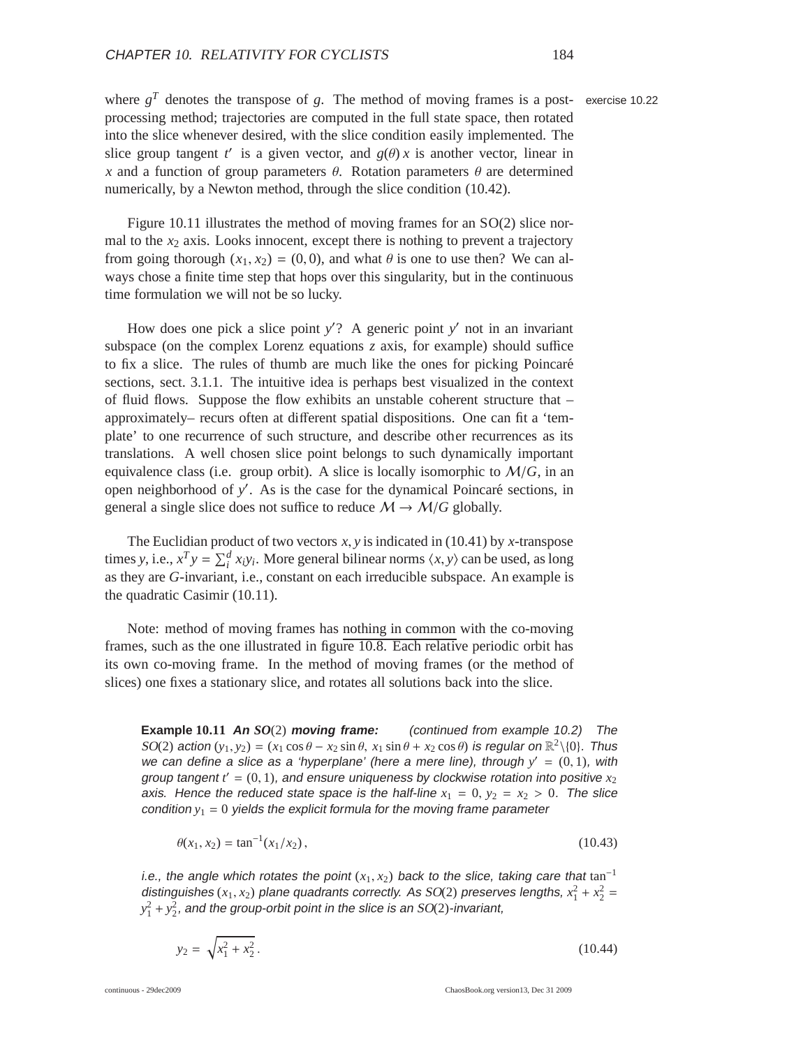where $g^T$ denotes the transpose of $g$. The method of moving frames is a post-processing method; trajectories are computed in the full state space, then rotated into the slice whenever desired, with the slice condition easily implemented. The slice group tangent $t'$ is a given vector, and $g(\theta)\,x$ is another vector, linear in $x$ and a function of group parameters $\theta$. Rotation parameters $\theta$ are determined numerically, by a Newton method, through the slice condition (10.42).

exercise 10.22

Figure 10.11 illustrates the method of moving frames for an SO(2) slice normal to the $x_2$ axis. Looks innocent, except there is nothing to prevent a trajectory from going thorough $(x_1, x_2) = (0, 0)$, and what $\theta$ is one to use then? We can always chose a finite time step that hops over this singularity, but in the continuous time formulation we will not be so lucky.

How does one pick a slice point $y'$? A generic point $y'$ not in an invariant subspace (on the complex Lorenz equations $z$ axis, for example) should suffice to fix a slice. The rules of thumb are much like the ones for picking Poincaré sections, sect. 3.1.1. The intuitive idea is perhaps best visualized in the context of fluid flows. Suppose the flow exhibits an unstable coherent structure that – approximately– recurs often at different spatial dispositions. One can fit a 'template' to one recurrence of such structure, and describe other recurrences as its translations. A well chosen slice point belongs to such dynamically important equivalence class (i.e. group orbit). A slice is locally isomorphic to $\mathcal{M}/G$, in an open neighborhood of $y'$. As is the case for the dynamical Poincaré sections, in general a single slice does not suffice to reduce $\mathcal{M} \to \mathcal{M}/G$ globally.

The Euclidian product of two vectors $x, y$ is indicated in (10.41) by $x$-transpose times $y$, i.e., $x^T y = \sum_i^d x_i y_i$. More general bilinear norms $\langle x, y\rangle$ can be used, as long as they are $G$-invariant, i.e., constant on each irreducible subspace. An example is the quadratic Casimir (10.11).

Note: method of moving frames has nothing in common with the co-moving frames, such as the one illustrated in figure 10.8. Each relative periodic orbit has its own co-moving frame. In the method of moving frames (or the method of slices) one fixes a stationary slice, and rotates all solutions back into the slice.

**Example 10.11** ***An SO(2) moving frame:*** *(continued from example 10.2) The $SO(2)$ action $(y_1, y_2) = (x_1 \cos\theta - x_2 \sin\theta,\; x_1 \sin\theta + x_2 \cos\theta)$ is regular on $\mathbb{R}^2\backslash\{0\}$. Thus we can define a slice as a 'hyperplane' (here a mere line), through $y' = (0, 1)$, with group tangent $t' = (0, 1)$, and ensure uniqueness by clockwise rotation into positive $x_2$ axis. Hence the reduced state space is the half-line $x_1 = 0$, $y_2 = x_2 > 0$. The slice condition $y_1 = 0$ yields the explicit formula for the moving frame parameter*

$$\theta(x_1, x_2) = \tan^{-1}(x_1/x_2)\,, \tag{10.43}$$

*i.e., the angle which rotates the point $(x_1, x_2)$ back to the slice, taking care that $\tan^{-1}$ distinguishes $(x_1, x_2)$ plane quadrants correctly. As $SO(2)$ preserves lengths, $x_1^2 + x_2^2 = y_1^2 + y_2^2$, and the group-orbit point in the slice is an $SO(2)$-invariant,*

$$y_2 = \sqrt{x_1^2 + x_2^2}\,. \tag{10.44}$$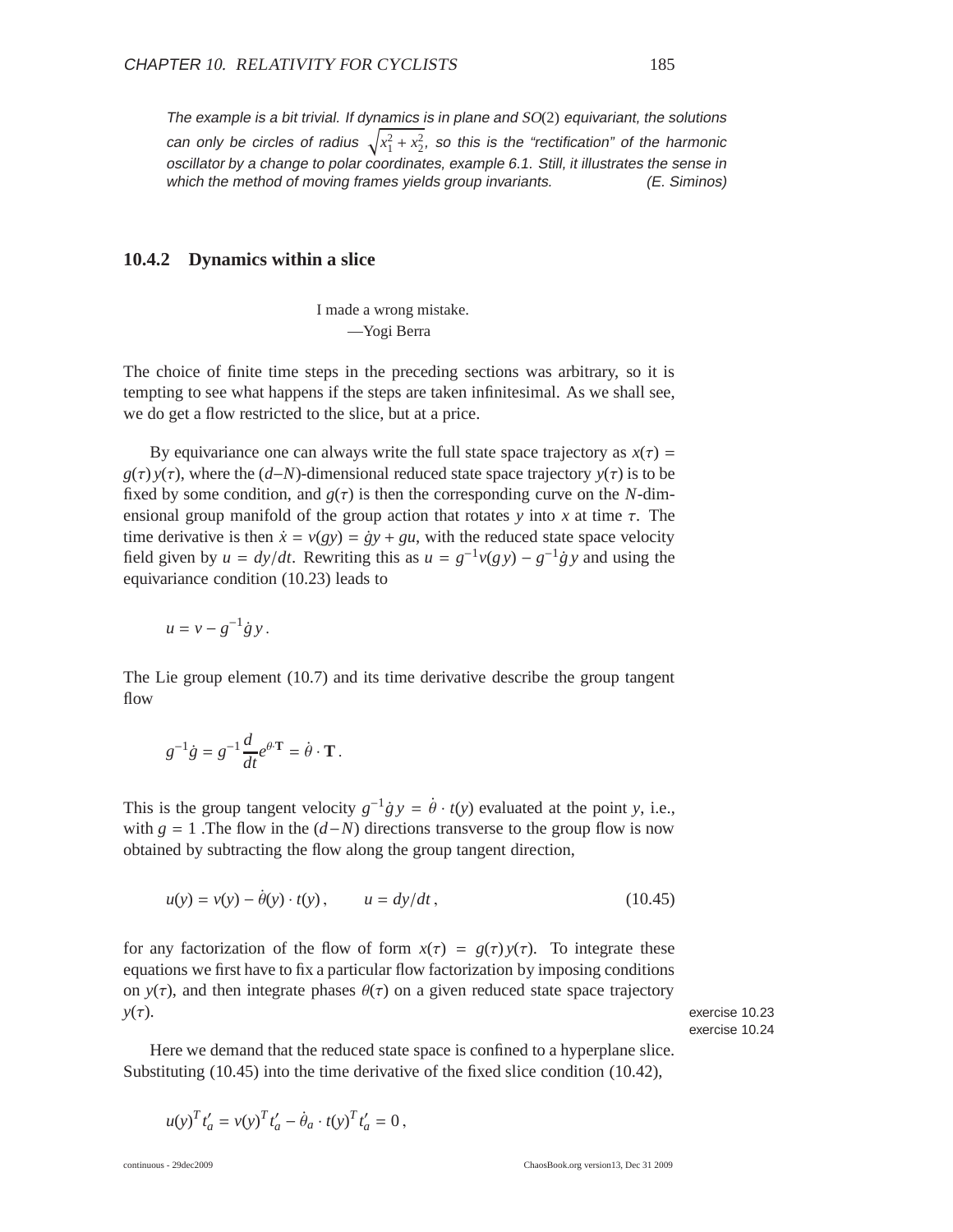*The example is a bit trivial. If dynamics is in plane and $SO(2)$ equivariant, the solutions can only be circles of radius $\sqrt{x_1^2 + x_2^2}$, so this is the "rectification" of the harmonic oscillator by a change to polar coordinates, example 6.1. Still, it illustrates the sense in which the method of moving frames yields group invariants.* (E. Siminos)

### 10.4.2 Dynamics within a slice

I made a wrong mistake.
—Yogi Berra

The choice of finite time steps in the preceding sections was arbitrary, so it is tempting to see what happens if the steps are taken infinitesimal. As we shall see, we do get a flow restricted to the slice, but at a price.

By equivariance one can always write the full state space trajectory as $x(\tau) = g(\tau)\,y(\tau)$, where the $(d{-}N)$-dimensional reduced state space trajectory $y(\tau)$ is to be fixed by some condition, and $g(\tau)$ is then the corresponding curve on the $N$-dimensional group manifold of the group action that rotates $y$ into $x$ at time $\tau$. The time derivative is then $\dot{x} = v(gy) = \dot{g}y + gu$, with the reduced state space velocity field given by $u = dy/dt$. Rewriting this as $u = g^{-1}v(g\,y) - g^{-1}\dot{g}\,y$ and using the equivariance condition (10.23) leads to

$$u = v - g^{-1}\dot{g}\,y\,.$$

The Lie group element (10.7) and its time derivative describe the group tangent flow

$$g^{-1}\dot{g} = g^{-1}\frac{d}{dt}e^{\theta\cdot\mathbf{T}} = \dot{\theta}\cdot\mathbf{T}\,.$$

This is the group tangent velocity $g^{-1}\dot{g}\,y = \dot{\theta}\cdot t(y)$ evaluated at the point $y$, i.e., with $g = 1$ .The flow in the $(d-N)$ directions transverse to the group flow is now obtained by subtracting the flow along the group tangent direction,

$$u(y) = v(y) - \dot{\theta}(y)\cdot t(y)\,, \qquad u = dy/dt\,, \tag{10.45}$$

for any factorization of the flow of form $x(\tau) = g(\tau)\,y(\tau)$. To integrate these equations we first have to fix a particular flow factorization by imposing conditions on $y(\tau)$, and then integrate phases $\theta(\tau)$ on a given reduced state space trajectory $y(\tau)$.

exercise 10.23
exercise 10.24

Here we demand that the reduced state space is confined to a hyperplane slice. Substituting (10.45) into the time derivative of the fixed slice condition (10.42),

$$u(y)^T t'_a = v(y)^T t'_a - \dot{\theta}_a\cdot t(y)^T t'_a = 0\,,$$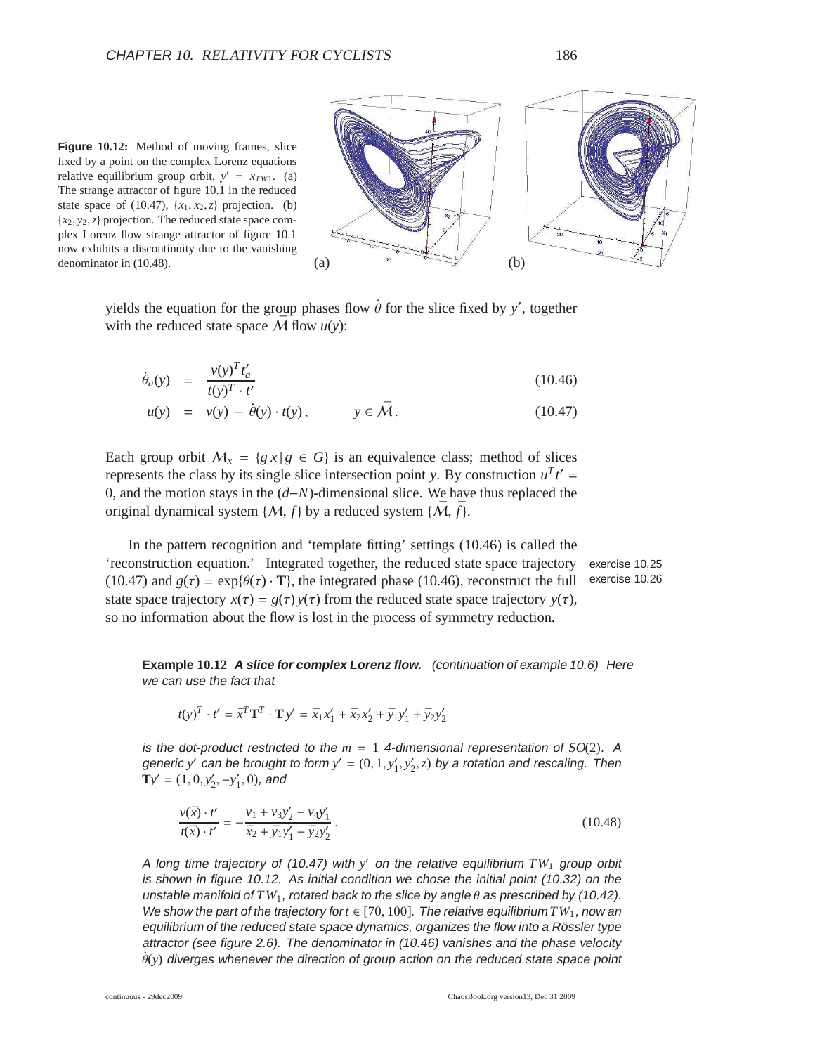**Figure 10.12:** Method of moving frames, slice fixed by a point on the complex Lorenz equations relative equilibrium group orbit, $y' = x_{TW1}$. (a) The strange attractor of figure 10.1 in the reduced state space of (10.47), $\{x_1, x_2, z\}$ projection. (b) $\{x_2, y_2, z\}$ projection. The reduced state space complex Lorenz flow strange attractor of figure 10.1 now exhibits a discontinuity due to the vanishing denominator in (10.48).

yields the equation for the group phases flow $\dot{\theta}$ for the slice fixed by $y'$, together with the reduced state space $\bar{\mathcal{M}}$ flow $u(y)$:

$$\dot{\theta}_a(y) = \frac{v(y)^T t'_a}{t(y)^T \cdot t'} \tag{10.46}$$

$$u(y) = v(y) - \dot{\theta}(y) \cdot t(y), \qquad y \in \bar{\mathcal{M}}. \tag{10.47}$$

Each group orbit $\mathcal{M}_x = \{g\, x \,|\, g \in G\}$ is an equivalence class; method of slices represents the class by its single slice intersection point $y$. By construction $u^T t' = 0$, and the motion stays in the $(d-N)$-dimensional slice. We have thus replaced the original dynamical system $\{\mathcal{M}, f\}$ by a reduced system $\{\bar{\mathcal{M}}, \bar{f}\}$.

In the pattern recognition and 'template fitting' settings (10.46) is called the 'reconstruction equation.' Integrated together, the reduced state space trajectory (10.47) and $g(\tau) = \exp\{\theta(\tau) \cdot \mathbf{T}\}$, the integrated phase (10.46), reconstruct the full state space trajectory $x(\tau) = g(\tau)\, y(\tau)$ from the reduced state space trajectory $y(\tau)$, so no information about the flow is lost in the process of symmetry reduction.

exercise 10.25
exercise 10.26

**Example 10.12** ***A slice for complex Lorenz flow.*** *(continuation of example 10.6) Here we can use the fact that*

$$t(y)^T \cdot t' = \bar{x}^T \mathbf{T}^T \cdot \mathbf{T} y' = \bar{x}_1 x'_1 + \bar{x}_2 x'_2 + \bar{y}_1 y'_1 + \bar{y}_2 y'_2$$

*is the dot-product restricted to the $m = 1$ 4-dimensional representation of $SO(2)$. A generic $y'$ can be brought to form $y' = (0, 1, y'_1, y'_2, z)$ by a rotation and rescaling. Then $\mathbf{T}y' = (1, 0, y'_2, -y'_1, 0)$, and*

$$\frac{v(\bar{x}) \cdot t'}{t(\bar{x}) \cdot t'} = -\frac{v_1 + v_3 y'_2 - v_4 y'_1}{\bar{x}_2 + \bar{y}_1 y'_1 + \bar{y}_2 y'_2}. \tag{10.48}$$

*A long time trajectory of (10.47) with $y'$ on the relative equilibrium $TW_1$ group orbit is shown in figure 10.12. As initial condition we chose the initial point (10.32) on the unstable manifold of $TW_1$, rotated back to the slice by angle $\theta$ as prescribed by (10.42). We show the part of the trajectory for $t \in [70, 100]$. The relative equilibrium $TW_1$, now an equilibrium of the reduced state space dynamics, organizes the flow into a Rössler type attractor (see figure 2.6). The denominator in (10.46) vanishes and the phase velocity $\dot{\theta}(y)$ diverges whenever the direction of group action on the reduced state space point*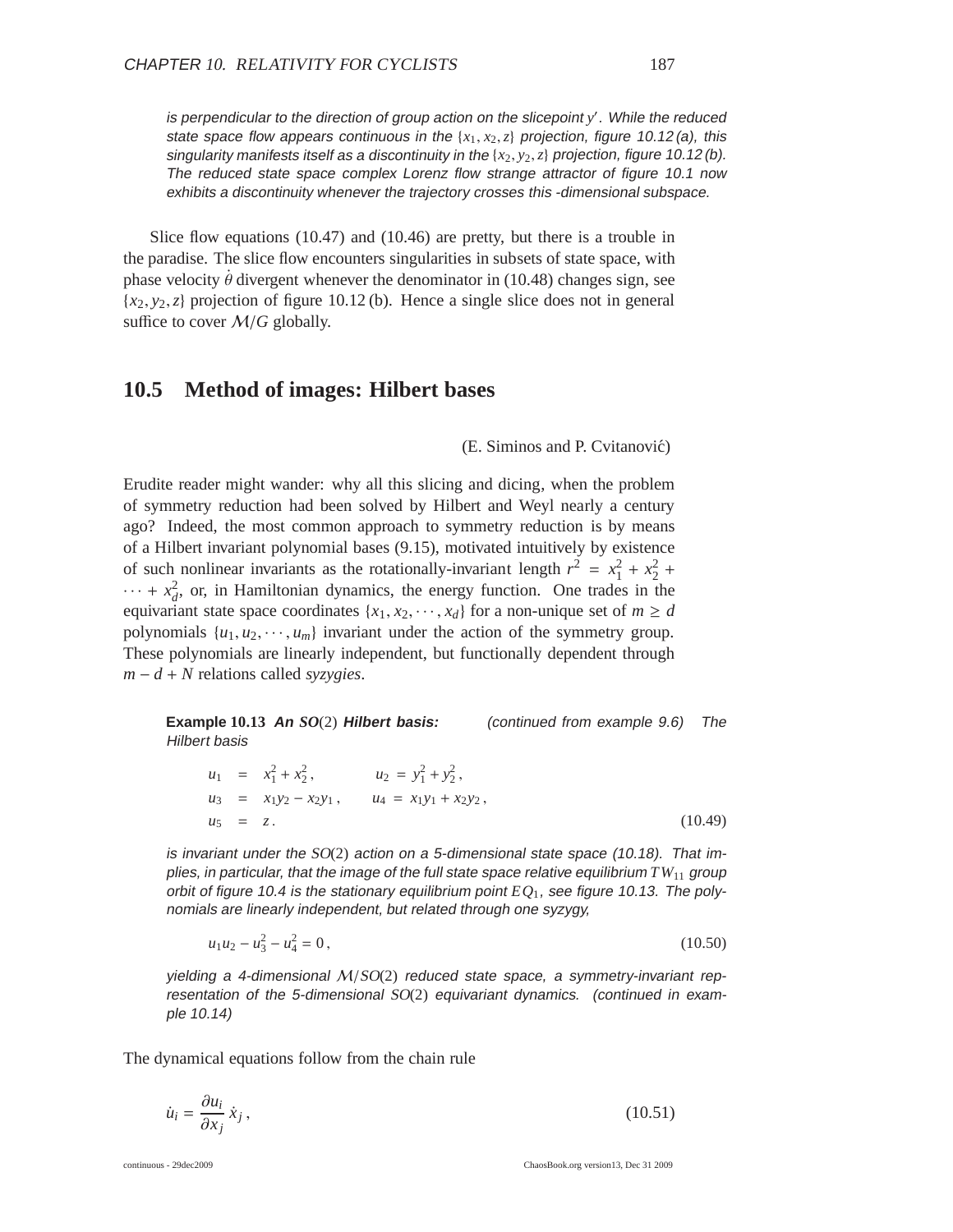*is perpendicular to the direction of group action on the slicepoint $y'$. While the reduced state space flow appears continuous in the $\{x_1, x_2, z\}$ projection, figure 10.12 (a), this singularity manifests itself as a discontinuity in the $\{x_2, y_2, z\}$ projection, figure 10.12 (b). The reduced state space complex Lorenz flow strange attractor of figure 10.1 now exhibits a discontinuity whenever the trajectory crosses this -dimensional subspace.*

Slice flow equations (10.47) and (10.46) are pretty, but there is a trouble in the paradise. The slice flow encounters singularities in subsets of state space, with phase velocity $\dot{\theta}$ divergent whenever the denominator in (10.48) changes sign, see $\{x_2, y_2, z\}$ projection of figure 10.12 (b). Hence a single slice does not in general suffice to cover $\mathcal{M}/G$ globally.

## 10.5 Method of images: Hilbert bases

(E. Siminos and P. Cvitanović)

Erudite reader might wander: why all this slicing and dicing, when the problem of symmetry reduction had been solved by Hilbert and Weyl nearly a century ago? Indeed, the most common approach to symmetry reduction is by means of a Hilbert invariant polynomial bases (9.15), motivated intuitively by existence of such nonlinear invariants as the rotationally-invariant length $r^2 = x_1^2 + x_2^2 + \cdots + x_d^2$, or, in Hamiltonian dynamics, the energy function. One trades in the equivariant state space coordinates $\{x_1, x_2, \cdots, x_d\}$ for a non-unique set of $m \geq d$ polynomials $\{u_1, u_2, \cdots, u_m\}$ invariant under the action of the symmetry group. These polynomials are linearly independent, but functionally dependent through $m - d + N$ relations called *syzygies*.

**Example 10.13** ***An SO(2) Hilbert basis:*** *(continued from example 9.6)* *The Hilbert basis*

$$
\begin{aligned}
u_1 &= x_1^2 + x_2^2 , \qquad & u_2 &= y_1^2 + y_2^2 , \\
u_3 &= x_1 y_2 - x_2 y_1 , \qquad & u_4 &= x_1 y_1 + x_2 y_2 , \\
u_5 &= z . & &
\end{aligned}
\tag{10.49}
$$

*is invariant under the $SO(2)$ action on a 5-dimensional state space (10.18). That implies, in particular, that the image of the full state space relative equilibrium $TW_{11}$ group orbit of figure 10.4 is the stationary equilibrium point $EQ_1$, see figure 10.13. The polynomials are linearly independent, but related through one syzygy,*

$$
u_1 u_2 - u_3^2 - u_4^2 = 0 ,
\tag{10.50}
$$

*yielding a 4-dimensional $\mathcal{M}/SO(2)$ reduced state space, a symmetry-invariant representation of the 5-dimensional $SO(2)$ equivariant dynamics. (continued in example 10.14)*

The dynamical equations follow from the chain rule

$$
\dot{u}_i = \frac{\partial u_i}{\partial x_j} \dot{x}_j ,
\tag{10.51}
$$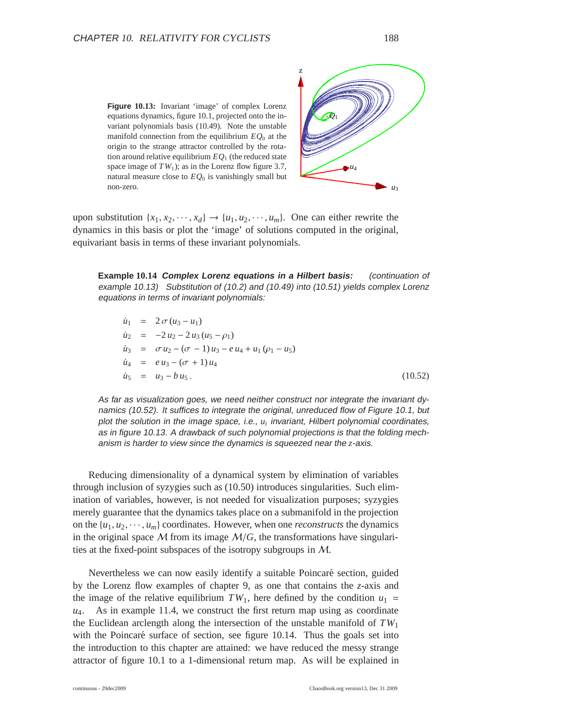**Figure 10.13:** Invariant 'image' of complex Lorenz equations dynamics, figure 10.1, projected onto the invariant polynomials basis (10.49). Note the unstable manifold connection from the equilibrium $EQ_0$ at the origin to the strange attractor controlled by the rotation around relative equilibrium $EQ_1$ (the reduced state space image of $TW_1$); as in the Lorenz flow figure 3.7, natural measure close to $EQ_0$ is vanishingly small but non-zero.

upon substitution $\{x_1, x_2, \cdots, x_d\} \rightarrow \{u_1, u_2, \cdots, u_m\}$. One can either rewrite the dynamics in this basis or plot the 'image' of solutions computed in the original, equivariant basis in terms of these invariant polynomials.

**Example 10.14** ***Complex Lorenz equations in a Hilbert basis:*** *(continuation of example 10.13) Substitution of (10.2) and (10.49) into (10.51) yields complex Lorenz equations in terms of invariant polynomials:*

$$
\begin{aligned}
\dot{u}_1 &= 2\,\sigma\,(u_3 - u_1) \\
\dot{u}_2 &= -2\,u_2 - 2\,u_3\,(u_5 - \rho_1) \\
\dot{u}_3 &= \sigma\,u_2 - (\sigma - 1)\,u_3 - e\,u_4 + u_1\,(\rho_1 - u_5) \\
\dot{u}_4 &= e\,u_3 - (\sigma + 1)\,u_4 \\
\dot{u}_5 &= u_3 - b\,u_5\,.
\end{aligned}
\tag{10.52}
$$

*As far as visualization goes, we need neither construct nor integrate the invariant dynamics (10.52). It suffices to integrate the original, unreduced flow of Figure 10.1, but plot the solution in the image space, i.e., $u_i$ invariant, Hilbert polynomial coordinates, as in figure 10.13. A drawback of such polynomial projections is that the folding mechanism is harder to view since the dynamics is squeezed near the $z$-axis.*

Reducing dimensionality of a dynamical system by elimination of variables through inclusion of syzygies such as (10.50) introduces singularities. Such elimination of variables, however, is not needed for visualization purposes; syzygies merely guarantee that the dynamics takes place on a submanifold in the projection on the $\{u_1, u_2, \cdots, u_m\}$ coordinates. However, when one *reconstructs* the dynamics in the original space $\mathcal{M}$ from its image $\mathcal{M}/G$, the transformations have singularities at the fixed-point subspaces of the isotropy subgroups in $\mathcal{M}$.

Nevertheless we can now easily identify a suitable Poincaré section, guided by the Lorenz flow examples of chapter 9, as one that contains the $z$-axis and the image of the relative equilibrium $TW_1$, here defined by the condition $u_1 = u_4$. As in example 11.4, we construct the first return map using as coordinate the Euclidean arclength along the intersection of the unstable manifold of $TW_1$ with the Poincaré surface of section, see figure 10.14. Thus the goals set into the introduction to this chapter are attained: we have reduced the messy strange attractor of figure 10.1 to a 1-dimensional return map. As will be explained in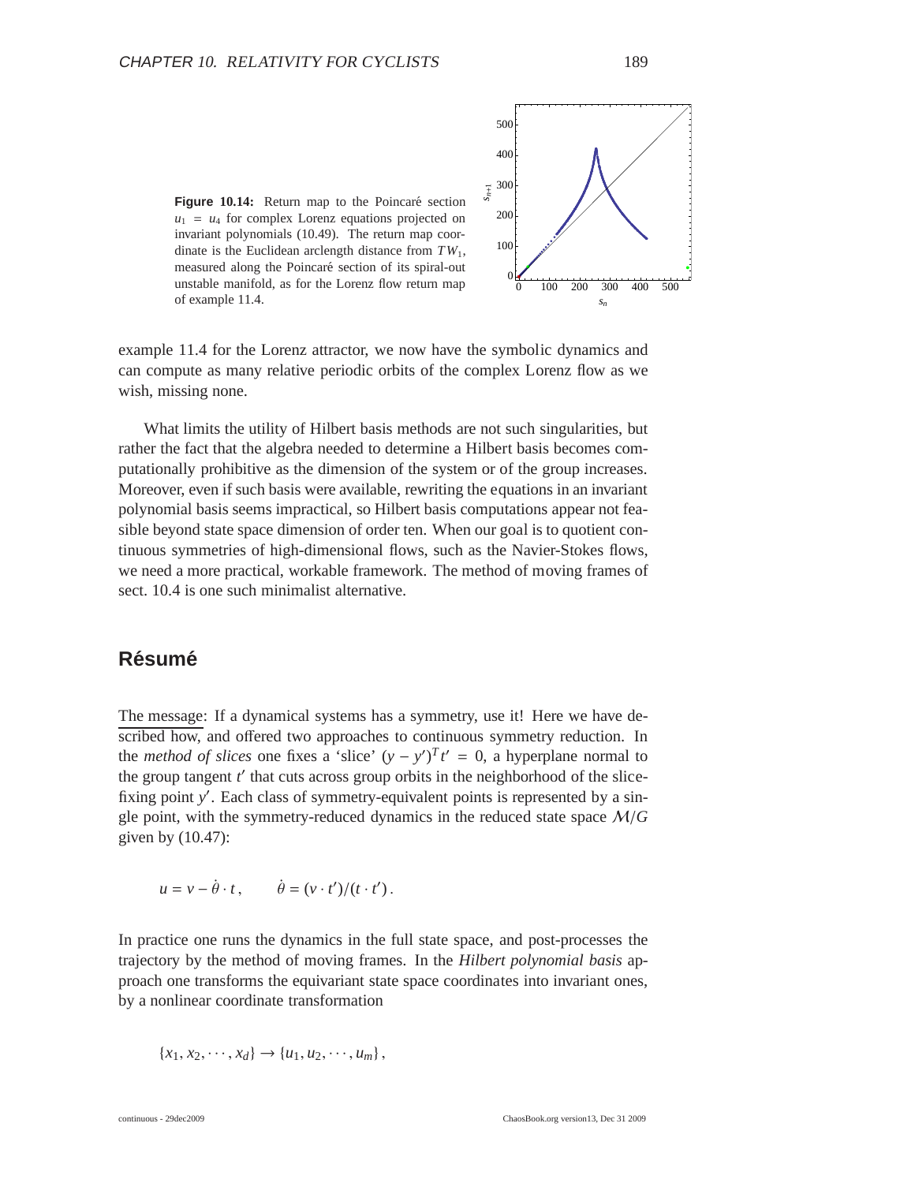**Figure 10.14:** Return map to the Poincaré section $u_1 = u_4$ for complex Lorenz equations projected on invariant polynomials (10.49). The return map coordinate is the Euclidean arclength distance from $TW_1$, measured along the Poincaré section of its spiral-out unstable manifold, as for the Lorenz flow return map of example 11.4.

example 11.4 for the Lorenz attractor, we now have the symbolic dynamics and can compute as many relative periodic orbits of the complex Lorenz flow as we wish, missing none.

What limits the utility of Hilbert basis methods are not such singularities, but rather the fact that the algebra needed to determine a Hilbert basis becomes computationally prohibitive as the dimension of the system or of the group increases. Moreover, even if such basis were available, rewriting the equations in an invariant polynomial basis seems impractical, so Hilbert basis computations appear not feasible beyond state space dimension of order ten. When our goal is to quotient continuous symmetries of high-dimensional flows, such as the Navier-Stokes flows, we need a more practical, workable framework. The method of moving frames of sect. 10.4 is one such minimalist alternative.

## Résumé

The message: If a dynamical systems has a symmetry, use it! Here we have described how, and offered two approaches to continuous symmetry reduction. In the *method of slices* one fixes a 'slice' $(y - y')^T t' = 0$, a hyperplane normal to the group tangent $t'$ that cuts across group orbits in the neighborhood of the slice-fixing point $y'$. Each class of symmetry-equivalent points is represented by a single point, with the symmetry-reduced dynamics in the reduced state space $\mathcal{M}/G$ given by (10.47):

$$u = v - \dot{\theta} \cdot t\,, \qquad \dot{\theta} = (v \cdot t')/(t \cdot t')\,.$$

In practice one runs the dynamics in the full state space, and post-processes the trajectory by the method of moving frames. In the *Hilbert polynomial basis* approach one transforms the equivariant state space coordinates into invariant ones, by a nonlinear coordinate transformation

$$\{x_1, x_2, \cdots, x_d\} \rightarrow \{u_1, u_2, \cdots, u_m\}\,,$$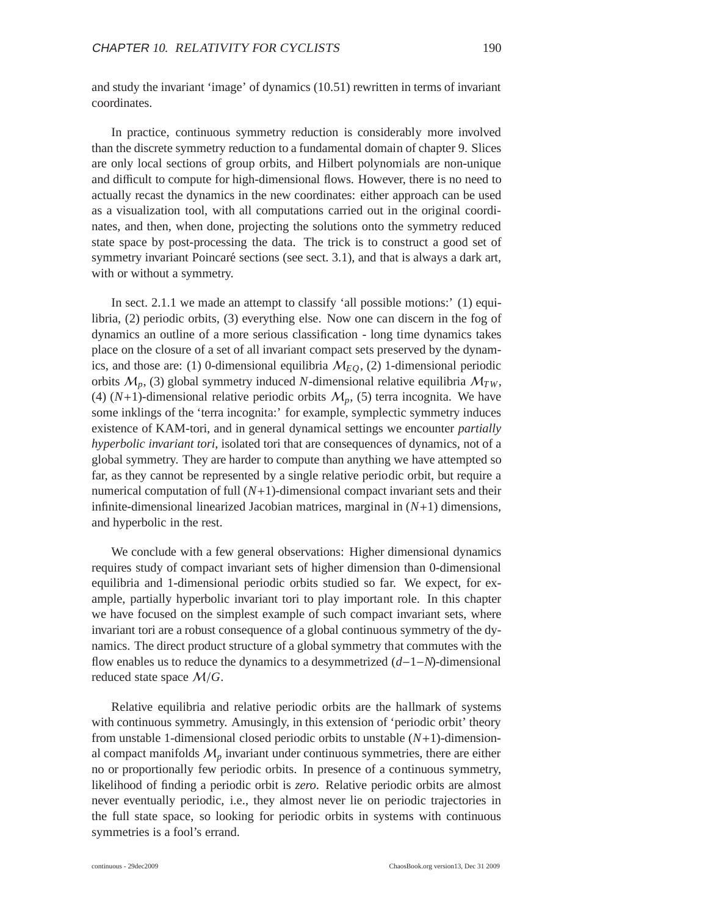and study the invariant 'image' of dynamics (10.51) rewritten in terms of invariant coordinates.

In practice, continuous symmetry reduction is considerably more involved than the discrete symmetry reduction to a fundamental domain of chapter 9. Slices are only local sections of group orbits, and Hilbert polynomials are non-unique and difficult to compute for high-dimensional flows. However, there is no need to actually recast the dynamics in the new coordinates: either approach can be used as a visualization tool, with all computations carried out in the original coordinates, and then, when done, projecting the solutions onto the symmetry reduced state space by post-processing the data. The trick is to construct a good set of symmetry invariant Poincaré sections (see sect. 3.1), and that is always a dark art, with or without a symmetry.

In sect. 2.1.1 we made an attempt to classify 'all possible motions:' (1) equilibria, (2) periodic orbits, (3) everything else. Now one can discern in the fog of dynamics an outline of a more serious classification - long time dynamics takes place on the closure of a set of all invariant compact sets preserved by the dynamics, and those are: (1) 0-dimensional equilibria $\mathcal{M}_{EQ}$, (2) 1-dimensional periodic orbits $\mathcal{M}_p$, (3) global symmetry induced $N$-dimensional relative equilibria $\mathcal{M}_{TW}$, (4) ($N$+1)-dimensional relative periodic orbits $\mathcal{M}_p$, (5) terra incognita. We have some inklings of the 'terra incognita:' for example, symplectic symmetry induces existence of KAM-tori, and in general dynamical settings we encounter *partially hyperbolic invariant tori*, isolated tori that are consequences of dynamics, not of a global symmetry. They are harder to compute than anything we have attempted so far, as they cannot be represented by a single relative periodic orbit, but require a numerical computation of full ($N$+1)-dimensional compact invariant sets and their infinite-dimensional linearized Jacobian matrices, marginal in ($N$+1) dimensions, and hyperbolic in the rest.

We conclude with a few general observations: Higher dimensional dynamics requires study of compact invariant sets of higher dimension than 0-dimensional equilibria and 1-dimensional periodic orbits studied so far. We expect, for example, partially hyperbolic invariant tori to play important role. In this chapter we have focused on the simplest example of such compact invariant sets, where invariant tori are a robust consequence of a global continuous symmetry of the dynamics. The direct product structure of a global symmetry that commutes with the flow enables us to reduce the dynamics to a desymmetrized ($d-1-N$)-dimensional reduced state space $\mathcal{M}/G$.

Relative equilibria and relative periodic orbits are the hallmark of systems with continuous symmetry. Amusingly, in this extension of 'periodic orbit' theory from unstable 1-dimensional closed periodic orbits to unstable ($N$+1)-dimensional compact manifolds $\mathcal{M}_p$ invariant under continuous symmetries, there are either no or proportionally few periodic orbits. In presence of a continuous symmetry, likelihood of finding a periodic orbit is *zero*. Relative periodic orbits are almost never eventually periodic, i.e., they almost never lie on periodic trajectories in the full state space, so looking for periodic orbits in systems with continuous symmetries is a fool's errand.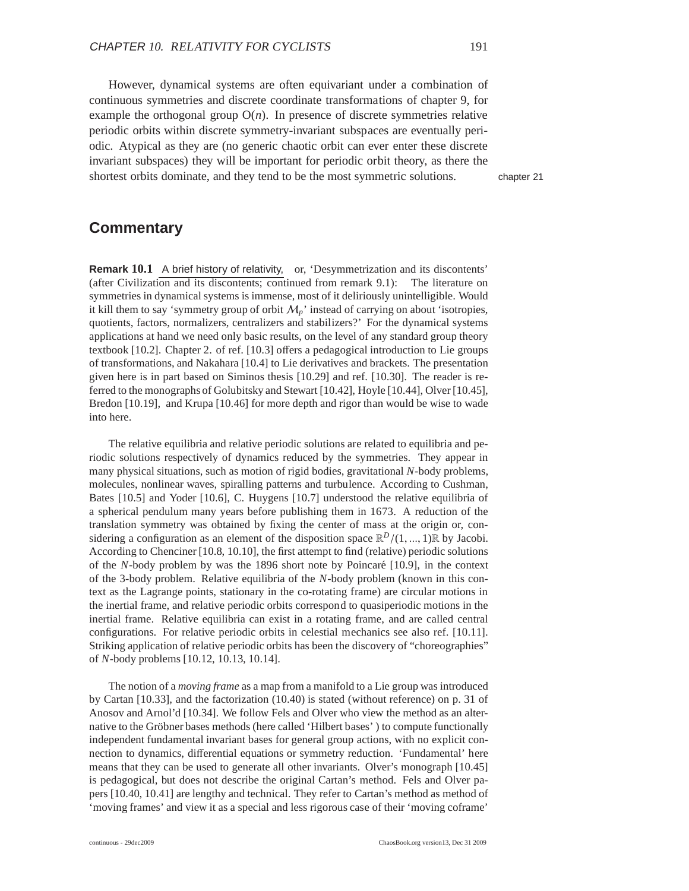However, dynamical systems are often equivariant under a combination of continuous symmetries and discrete coordinate transformations of chapter 9, for example the orthogonal group $O(n)$. In presence of discrete symmetries relative periodic orbits within discrete symmetry-invariant subspaces are eventually periodic. Atypical as they are (no generic chaotic orbit can ever enter these discrete invariant subspaces) they will be important for periodic orbit theory, as there the shortest orbits dominate, and they tend to be the most symmetric solutions.

chapter 21

## Commentary

**Remark 10.1** A brief history of relativity, or, 'Desymmetrization and its discontents' (after Civilization and its discontents; continued from remark 9.1): The literature on symmetries in dynamical systems is immense, most of it deliriously unintelligible. Would it kill them to say 'symmetry group of orbit $\mathcal{M}_p$' instead of carrying on about 'isotropies, quotients, factors, normalizers, centralizers and stabilizers?' For the dynamical systems applications at hand we need only basic results, on the level of any standard group theory textbook [10.2]. Chapter 2. of ref. [10.3] offers a pedagogical introduction to Lie groups of transformations, and Nakahara [10.4] to Lie derivatives and brackets. The presentation given here is in part based on Siminos thesis [10.29] and ref. [10.30]. The reader is referred to the monographs of Golubitsky and Stewart [10.42], Hoyle [10.44], Olver [10.45], Bredon [10.19], and Krupa [10.46] for more depth and rigor than would be wise to wade into here.

The relative equilibria and relative periodic solutions are related to equilibria and periodic solutions respectively of dynamics reduced by the symmetries. They appear in many physical situations, such as motion of rigid bodies, gravitational $N$-body problems, molecules, nonlinear waves, spiralling patterns and turbulence. According to Cushman, Bates [10.5] and Yoder [10.6], C. Huygens [10.7] understood the relative equilibria of a spherical pendulum many years before publishing them in 1673. A reduction of the translation symmetry was obtained by fixing the center of mass at the origin or, considering a configuration as an element of the disposition space $\mathbb{R}^D/(1, ..., 1)\mathbb{R}$ by Jacobi. According to Chenciner [10.8, 10.10], the first attempt to find (relative) periodic solutions of the $N$-body problem by was the 1896 short note by Poincaré [10.9], in the context of the 3-body problem. Relative equilibria of the $N$-body problem (known in this context as the Lagrange points, stationary in the co-rotating frame) are circular motions in the inertial frame, and relative periodic orbits correspond to quasiperiodic motions in the inertial frame. Relative equilibria can exist in a rotating frame, and are called central configurations. For relative periodic orbits in celestial mechanics see also ref. [10.11]. Striking application of relative periodic orbits has been the discovery of "choreographies" of $N$-body problems [10.12, 10.13, 10.14].

The notion of a *moving frame* as a map from a manifold to a Lie group was introduced by Cartan [10.33], and the factorization (10.40) is stated (without reference) on p. 31 of Anosov and Arnol'd [10.34]. We follow Fels and Olver who view the method as an alternative to the Gröbner bases methods (here called 'Hilbert bases' ) to compute functionally independent fundamental invariant bases for general group actions, with no explicit connection to dynamics, differential equations or symmetry reduction. 'Fundamental' here means that they can be used to generate all other invariants. Olver's monograph [10.45] is pedagogical, but does not describe the original Cartan's method. Fels and Olver papers [10.40, 10.41] are lengthy and technical. They refer to Cartan's method as method of 'moving frames' and view it as a special and less rigorous case of their 'moving coframe'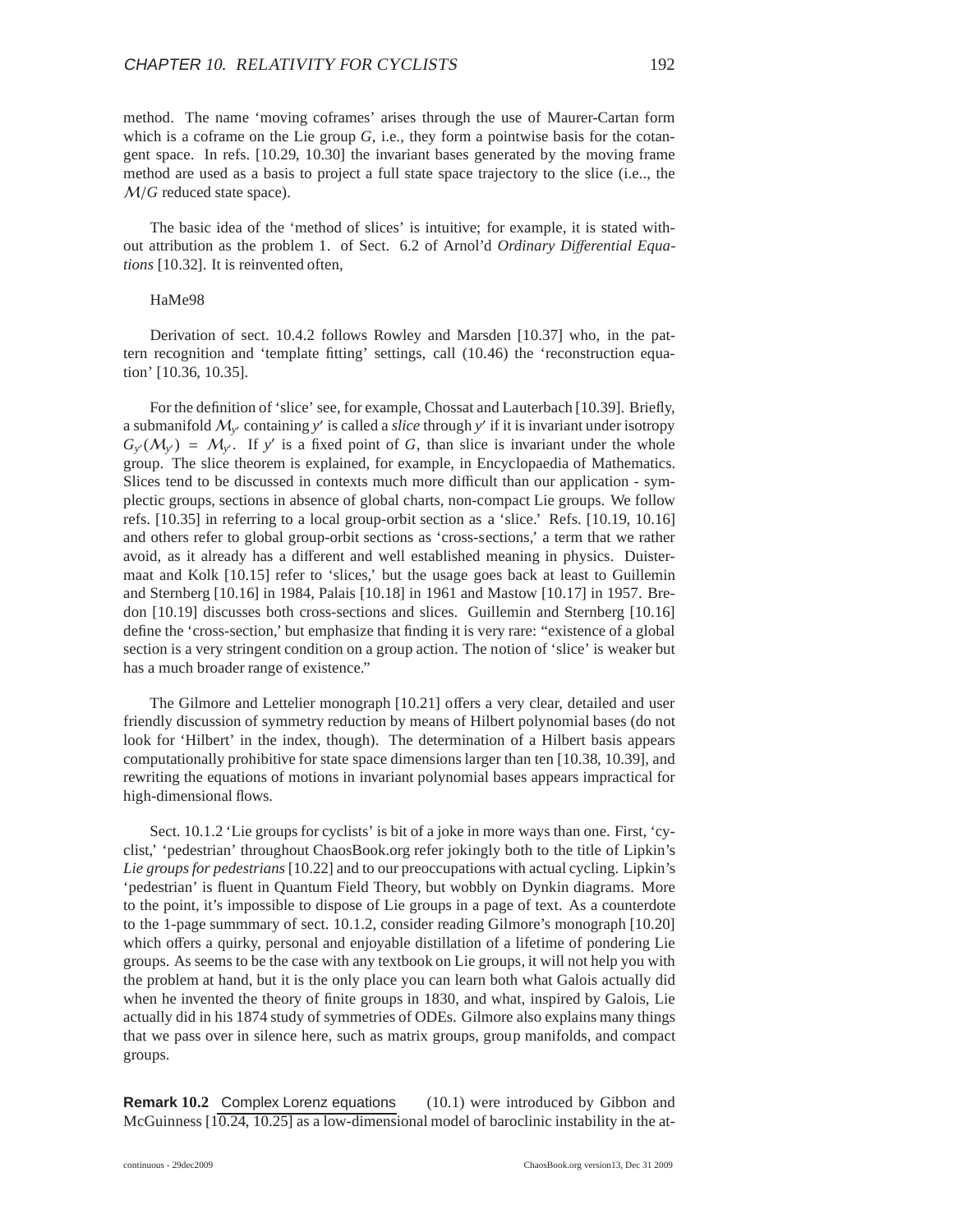method. The name 'moving coframes' arises through the use of Maurer-Cartan form which is a coframe on the Lie group $G$, i.e., they form a pointwise basis for the cotangent space. In refs. [10.29, 10.30] the invariant bases generated by the moving frame method are used as a basis to project a full state space trajectory to the slice (i.e.., the $\mathcal{M}/G$ reduced state space).

The basic idea of the 'method of slices' is intuitive; for example, it is stated without attribution as the problem 1. of Sect. 6.2 of Arnol'd *Ordinary Differential Equations* [10.32]. It is reinvented often,

HaMe98

Derivation of sect. 10.4.2 follows Rowley and Marsden [10.37] who, in the pattern recognition and 'template fitting' settings, call (10.46) the 'reconstruction equation' [10.36, 10.35].

For the definition of 'slice' see, for example, Chossat and Lauterbach [10.39]. Briefly, a submanifold $\mathcal{M}_{y'}$ containing $y'$ is called a *slice* through $y'$ if it is invariant under isotropy $G_{y'}(\mathcal{M}_{y'}) = \mathcal{M}_{y'}$. If $y'$ is a fixed point of $G$, than slice is invariant under the whole group. The slice theorem is explained, for example, in Encyclopaedia of Mathematics. Slices tend to be discussed in contexts much more difficult than our application - symplectic groups, sections in absence of global charts, non-compact Lie groups. We follow refs. [10.35] in referring to a local group-orbit section as a 'slice.' Refs. [10.19, 10.16] and others refer to global group-orbit sections as 'cross-sections,' a term that we rather avoid, as it already has a different and well established meaning in physics. Duistermaat and Kolk [10.15] refer to 'slices,' but the usage goes back at least to Guillemin and Sternberg [10.16] in 1984, Palais [10.18] in 1961 and Mastow [10.17] in 1957. Bredon [10.19] discusses both cross-sections and slices. Guillemin and Sternberg [10.16] define the 'cross-section,' but emphasize that finding it is very rare: "existence of a global section is a very stringent condition on a group action. The notion of 'slice' is weaker but has a much broader range of existence."

The Gilmore and Lettelier monograph [10.21] offers a very clear, detailed and user friendly discussion of symmetry reduction by means of Hilbert polynomial bases (do not look for 'Hilbert' in the index, though). The determination of a Hilbert basis appears computationally prohibitive for state space dimensions larger than ten [10.38, 10.39], and rewriting the equations of motions in invariant polynomial bases appears impractical for high-dimensional flows.

Sect. 10.1.2 'Lie groups for cyclists' is bit of a joke in more ways than one. First, 'cyclist,' 'pedestrian' throughout ChaosBook.org refer jokingly both to the title of Lipkin's *Lie groups for pedestrians* [10.22] and to our preoccupations with actual cycling. Lipkin's 'pedestrian' is fluent in Quantum Field Theory, but wobbly on Dynkin diagrams. More to the point, it's impossible to dispose of Lie groups in a page of text. As a counterdote to the 1-page summmary of sect. 10.1.2, consider reading Gilmore's monograph [10.20] which offers a quirky, personal and enjoyable distillation of a lifetime of pondering Lie groups. As seems to be the case with any textbook on Lie groups, it will not help you with the problem at hand, but it is the only place you can learn both what Galois actually did when he invented the theory of finite groups in 1830, and what, inspired by Galois, Lie actually did in his 1874 study of symmetries of ODEs. Gilmore also explains many things that we pass over in silence here, such as matrix groups, group manifolds, and compact groups.

**Remark 10.2** Complex Lorenz equations (10.1) were introduced by Gibbon and McGuinness [10.24, 10.25] as a low-dimensional model of baroclinic instability in the at-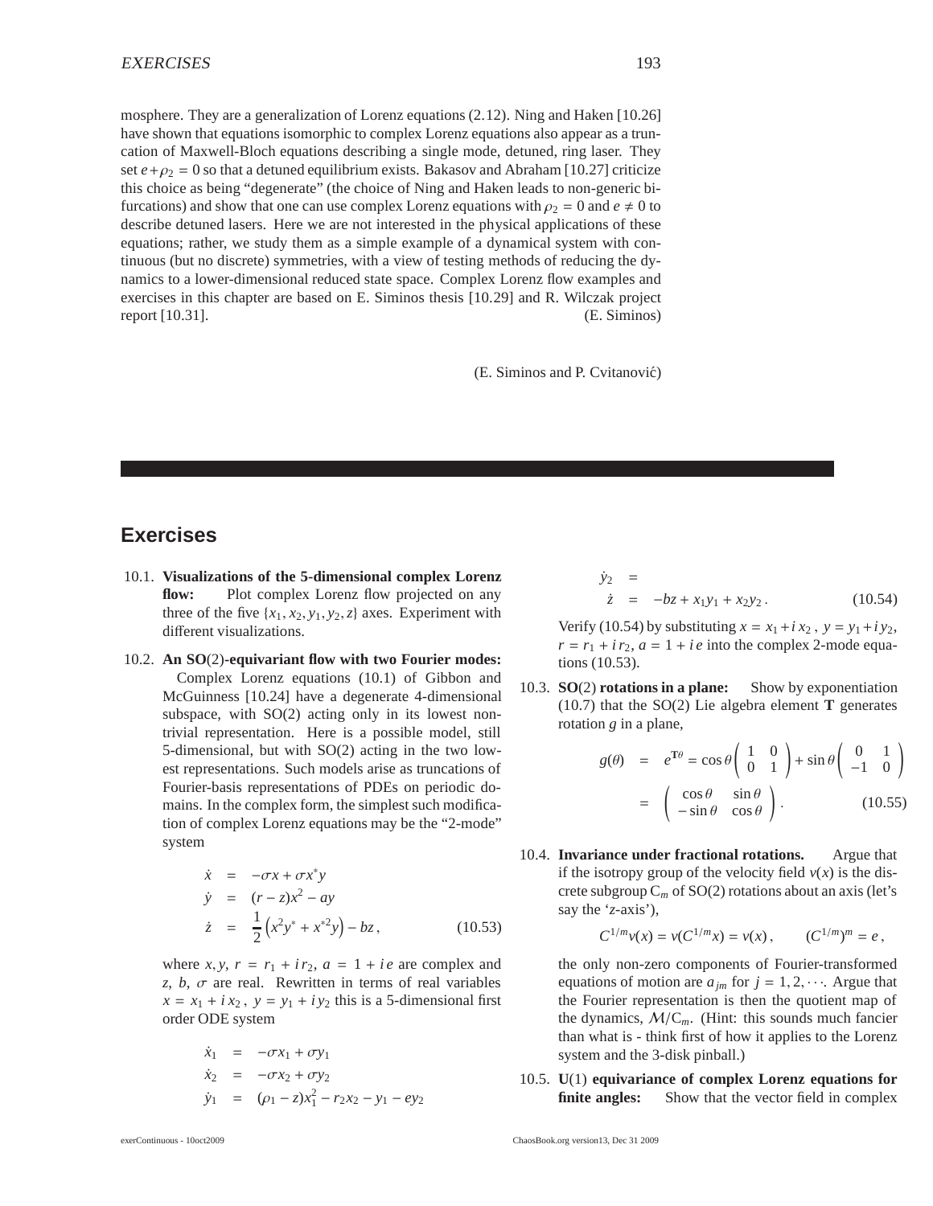mosphere. They are a generalization of Lorenz equations (2.12). Ning and Haken [10.26] have shown that equations isomorphic to complex Lorenz equations also appear as a truncation of Maxwell-Bloch equations describing a single mode, detuned, ring laser. They set $e+\rho_2 = 0$ so that a detuned equilibrium exists. Bakasov and Abraham [10.27] criticize this choice as being "degenerate" (the choice of Ning and Haken leads to non-generic bifurcations) and show that one can use complex Lorenz equations with $\rho_2 = 0$ and $e \neq 0$ to describe detuned lasers. Here we are not interested in the physical applications of these equations; rather, we study them as a simple example of a dynamical system with continuous (but no discrete) symmetries, with a view of testing methods of reducing the dynamics to a lower-dimensional reduced state space. Complex Lorenz flow examples and exercises in this chapter are based on E. Siminos thesis [10.29] and R. Wilczak project report [10.31]. (E. Siminos)

(E. Siminos and P. Cvitanović)

## Exercises

10.1. **Visualizations of the 5-dimensional complex Lorenz flow:** Plot complex Lorenz flow projected on any three of the five $\{x_1, x_2, y_1, y_2, z\}$ axes. Experiment with different visualizations.

10.2. **An SO(2)-equivariant flow with two Fourier modes:** Complex Lorenz equations (10.1) of Gibbon and McGuinness [10.24] have a degenerate 4-dimensional subspace, with SO(2) acting only in its lowest non-trivial representation. Here is a possible model, still 5-dimensional, but with SO(2) acting in the two lowest representations. Such models arise as truncations of Fourier-basis representations of PDEs on periodic domains. In the complex form, the simplest such modification of complex Lorenz equations may be the "2-mode" system

$$
\begin{aligned}
\dot{x} &= -\sigma x + \sigma x^* y \\
\dot{y} &= (r - z)x^2 - ay \\
\dot{z} &= \frac{1}{2}\left(x^2 y^* + x^{*2} y\right) - bz \,, 
\end{aligned}
\tag{10.53}
$$

where $x, y$, $r = r_1 + i\,r_2$, $a = 1 + i\,e$ are complex and $z$, $b$, $\sigma$ are real. Rewritten in terms of real variables $x = x_1 + i\,x_2$ , $y = y_1 + i\,y_2$ this is a 5-dimensional first order ODE system

$$
\begin{aligned}
\dot{x}_1 &= -\sigma x_1 + \sigma y_1 \\
\dot{x}_2 &= -\sigma x_2 + \sigma y_2 \\
\dot{y}_1 &= (\rho_1 - z)x_1^2 - r_2 x_2 - y_1 - e y_2 \\
\dot{y}_2 &= \\
\dot{z} &= -bz + x_1 y_1 + x_2 y_2 \,.
\end{aligned}
\tag{10.54}
$$

Verify (10.54) by substituting $x = x_1 + i\,x_2$ , $y = y_1 + i\,y_2$, $r = r_1 + i\,r_2$, $a = 1 + i\,e$ into the complex 2-mode equations (10.53).

10.3. **SO(2) rotations in a plane:** Show by exponentiation (10.7) that the SO(2) Lie algebra element $\mathbf{T}$ generates rotation $g$ in a plane,

$$
\begin{aligned}
g(\theta) &= e^{\mathbf{T}\theta} = \cos\theta \begin{pmatrix} 1 & 0 \\ 0 & 1 \end{pmatrix} + \sin\theta \begin{pmatrix} 0 & 1 \\ -1 & 0 \end{pmatrix} \\
&= \begin{pmatrix} \cos\theta & \sin\theta \\ -\sin\theta & \cos\theta \end{pmatrix} .
\end{aligned}
\tag{10.55}
$$

10.4. **Invariance under fractional rotations.** Argue that if the isotropy group of the velocity field $v(x)$ is the discrete subgroup $C_m$ of SO(2) rotations about an axis (let's say the '$z$-axis'),

$$
C^{1/m} v(x) = v(C^{1/m} x) = v(x) \,, \qquad (C^{1/m})^m = e \,,
$$

the only non-zero components of Fourier-transformed equations of motion are $a_{jm}$ for $j = 1, 2, \cdots$. Argue that the Fourier representation is then the quotient map of the dynamics, $\mathcal{M}/C_m$. (Hint: this sounds much fancier than what is - think first of how it applies to the Lorenz system and the 3-disk pinball.)

10.5. **U(1) equivariance of complex Lorenz equations for finite angles:** Show that the vector field in complex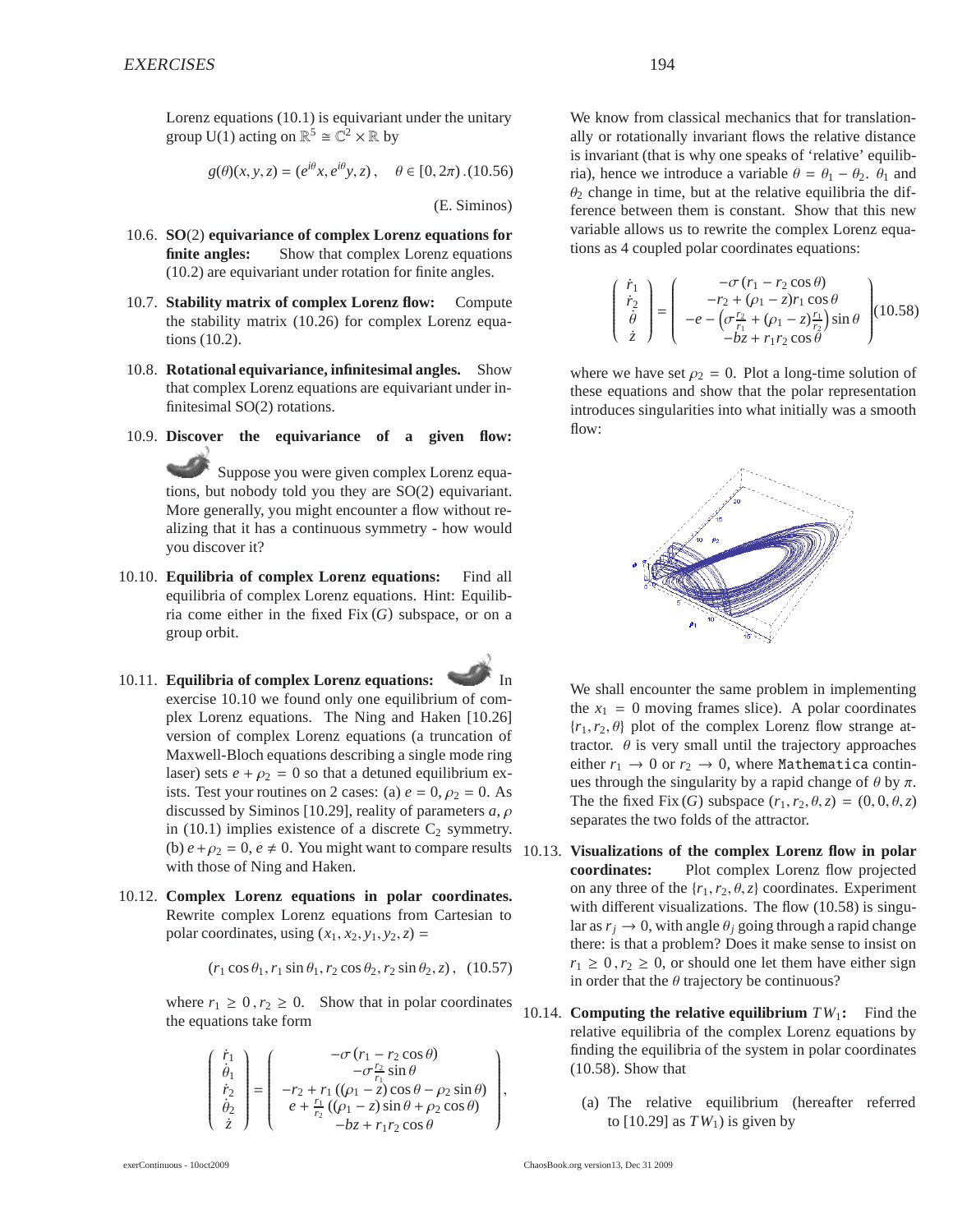Lorenz equations (10.1) is equivariant under the unitary group U(1) acting on $\mathbb{R}^5 \cong \mathbb{C}^2 \times \mathbb{R}$ by

$$g(\theta)(x, y, z) = (e^{i\theta} x, e^{i\theta} y, z)\,, \quad \theta \in [0, 2\pi)\,. \tag{10.56}$$

(E. Siminos)

10.6. **SO(2) equivariance of complex Lorenz equations for finite angles:** Show that complex Lorenz equations (10.2) are equivariant under rotation for finite angles.

10.7. **Stability matrix of complex Lorenz flow:** Compute the stability matrix (10.26) for complex Lorenz equations (10.2).

10.8. **Rotational equivariance, infinitesimal angles.** Show that complex Lorenz equations are equivariant under infinitesimal SO(2) rotations.

10.9. **Discover the equivariance of a given flow:** Suppose you were given complex Lorenz equations, but nobody told you they are SO(2) equivariant. More generally, you might encounter a flow without realizing that it has a continuous symmetry - how would you discover it?

10.10. **Equilibria of complex Lorenz equations:** Find all equilibria of complex Lorenz equations. Hint: Equilibria come either in the fixed Fix $(G)$ subspace, or on a group orbit.

10.11. **Equilibria of complex Lorenz equations:** In exercise 10.10 we found only one equilibrium of complex Lorenz equations. The Ning and Haken [10.26] version of complex Lorenz equations (a truncation of Maxwell-Bloch equations describing a single mode ring laser) sets $e + \rho_2 = 0$ so that a detuned equilibrium exists. Test your routines on 2 cases: (a) $e = 0$, $\rho_2 = 0$. As discussed by Siminos [10.29], reality of parameters $a, \rho$ in (10.1) implies existence of a discrete $C_2$ symmetry. (b) $e + \rho_2 = 0$, $e \neq 0$. You might want to compare results with those of Ning and Haken.

10.12. **Complex Lorenz equations in polar coordinates.** Rewrite complex Lorenz equations from Cartesian to polar coordinates, using $(x_1, x_2, y_1, y_2, z) =$

$$(r_1 \cos\theta_1, r_1 \sin\theta_1, r_2 \cos\theta_2, r_2 \sin\theta_2, z)\,, \tag{10.57}$$

where $r_1 \geq 0\,, r_2 \geq 0$. Show that in polar coordinates the equations take form

$$\begin{pmatrix} \dot{r}_1 \\ \dot{\theta}_1 \\ \dot{r}_2 \\ \dot{\theta}_2 \\ \dot{z} \end{pmatrix} = \begin{pmatrix} -\sigma\,(r_1 - r_2\cos\theta) \\ -\sigma\frac{r_2}{r_1}\sin\theta \\ -r_2 + r_1\left((\rho_1 - z)\cos\theta - \rho_2\sin\theta\right) \\ e + \frac{r_1}{r_2}\left((\rho_1 - z)\sin\theta + \rho_2\cos\theta\right) \\ -bz + r_1 r_2\cos\theta \end{pmatrix},$$

We know from classical mechanics that for translationally or rotationally invariant flows the relative distance is invariant (that is why one speaks of 'relative' equilibria), hence we introduce a variable $\theta = \theta_1 - \theta_2$. $\theta_1$ and $\theta_2$ change in time, but at the relative equilibria the difference between them is constant. Show that this new variable allows us to rewrite the complex Lorenz equations as 4 coupled polar coordinates equations:

$$\begin{pmatrix} \dot{r}_1 \\ \dot{r}_2 \\ \dot{\theta} \\ \dot{z} \end{pmatrix} = \begin{pmatrix} -\sigma\,(r_1 - r_2\cos\theta) \\ -r_2 + (\rho_1 - z) r_1\cos\theta \\ -e - \left(\sigma\frac{r_2}{r_1} + (\rho_1 - z)\frac{r_1}{r_2}\right)\sin\theta \\ -bz + r_1 r_2\cos\theta \end{pmatrix} \tag{10.58}$$

where we have set $\rho_2 = 0$. Plot a long-time solution of these equations and show that the polar representation introduces singularities into what initially was a smooth flow:

We shall encounter the same problem in implementing the $x_1 = 0$ moving frames slice). A polar coordinates $\{r_1, r_2, \theta\}$ plot of the complex Lorenz flow strange attractor. $\theta$ is very small until the trajectory approaches either $r_1 \to 0$ or $r_2 \to 0$, where `Mathematica` continues through the singularity by a rapid change of $\theta$ by $\pi$. The the fixed Fix $(G)$ subspace $(r_1, r_2, \theta, z) = (0, 0, \theta, z)$ separates the two folds of the attractor.

10.13. **Visualizations of the complex Lorenz flow in polar coordinates:** Plot complex Lorenz flow projected on any three of the $\{r_1, r_2, \theta, z\}$ coordinates. Experiment with different visualizations. The flow (10.58) is singular as $r_j \to 0$, with angle $\theta_j$ going through a rapid change there: is that a problem? Does it make sense to insist on $r_1 \geq 0\,, r_2 \geq 0$, or should one let them have either sign in order that the $\theta$ trajectory be continuous?

10.14. **Computing the relative equilibrium $TW_1$:** Find the relative equilibria of the complex Lorenz equations by finding the equilibria of the system in polar coordinates (10.58). Show that

(a) The relative equilibrium (hereafter referred to [10.29] as $TW_1$) is given by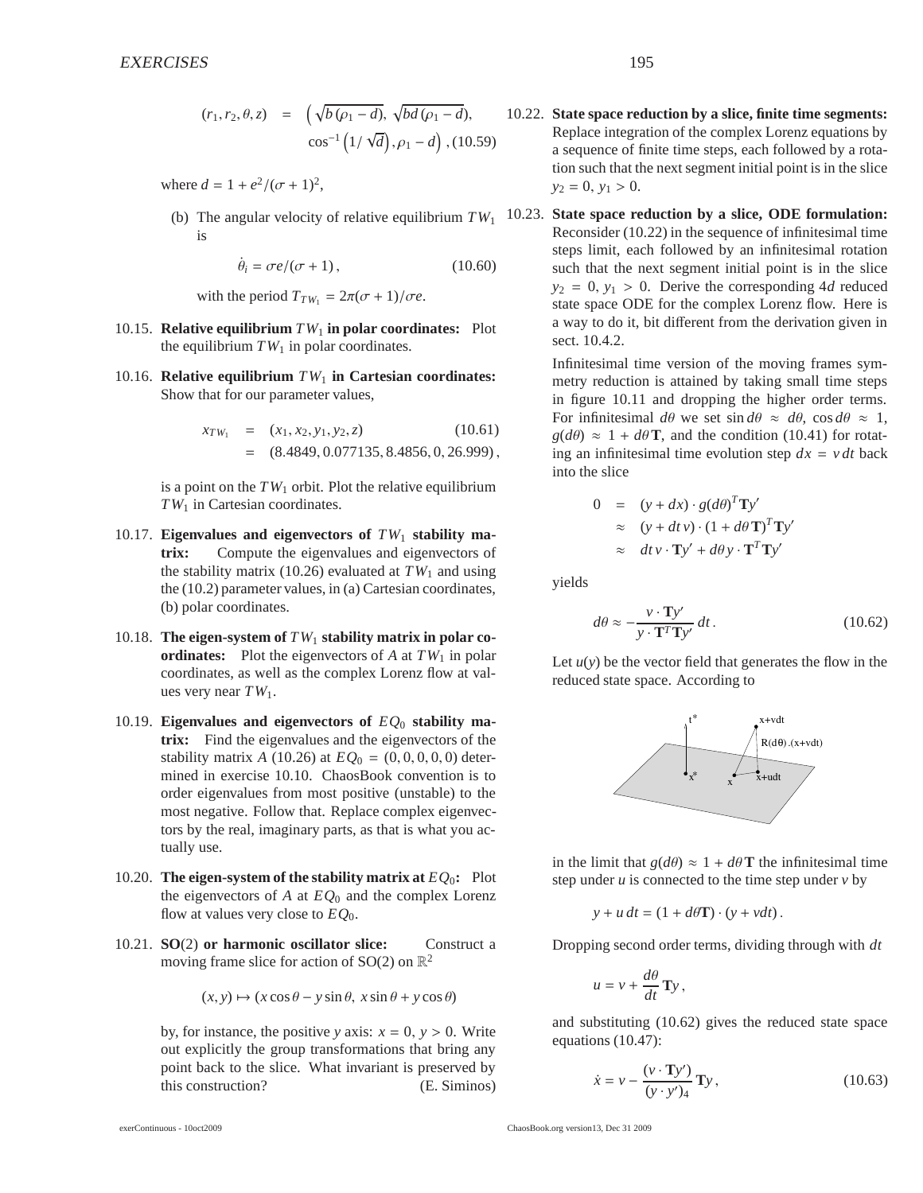$$
\begin{aligned}
(r_1, r_2, \theta, z) &= \Big(\sqrt{b\,(\rho_1 - d)},\ \sqrt{bd\,(\rho_1 - d)}, \\
&\quad \cos^{-1}\left(1/\sqrt{d}\right), \rho_1 - d\Big)\,, \quad (10.59)
\end{aligned}
$$

where $d = 1 + e^2/(\sigma+1)^2$,

(b) The angular velocity of relative equilibrium $TW_1$ is

$$
\dot{\theta}_i = \sigma e/(\sigma+1)\,, \tag{10.60}
$$

with the period $T_{TW_1} = 2\pi(\sigma+1)/\sigma e$.

10.15. **Relative equilibrium $TW_1$ in polar coordinates:** Plot the equilibrium $TW_1$ in polar coordinates.

10.16. **Relative equilibrium $TW_1$ in Cartesian coordinates:** Show that for our parameter values,

$$
\begin{aligned}
x_{TW_1} &= (x_1, x_2, y_1, y_2, z) \qquad (10.61)\\
&= (8.4849, 0.077135, 8.4856, 0, 26.999)\,,
\end{aligned}
$$

is a point on the $TW_1$ orbit. Plot the relative equilibrium $TW_1$ in Cartesian coordinates.

10.17. **Eigenvalues and eigenvectors of $TW_1$ stability matrix:** Compute the eigenvalues and eigenvectors of the stability matrix (10.26) evaluated at $TW_1$ and using the (10.2) parameter values, in (a) Cartesian coordinates, (b) polar coordinates.

10.18. **The eigen-system of $TW_1$ stability matrix in polar coordinates:** Plot the eigenvectors of $A$ at $TW_1$ in polar coordinates, as well as the complex Lorenz flow at values very near $TW_1$.

10.19. **Eigenvalues and eigenvectors of $EQ_0$ stability matrix:** Find the eigenvalues and the eigenvectors of the stability matrix $A$ (10.26) at $EQ_0 = (0, 0, 0, 0, 0)$ determined in exercise 10.10. ChaosBook convention is to order eigenvalues from most positive (unstable) to the most negative. Follow that. Replace complex eigenvectors by the real, imaginary parts, as that is what you actually use.

10.20. **The eigen-system of the stability matrix at $EQ_0$:** Plot the eigenvectors of $A$ at $EQ_0$ and the complex Lorenz flow at values very close to $EQ_0$.

10.21. **SO(2) or harmonic oscillator slice:** Construct a moving frame slice for action of SO(2) on $\mathbb{R}^2$

$$
(x, y) \mapsto (x\cos\theta - y\sin\theta,\ x\sin\theta + y\cos\theta)
$$

by, for instance, the positive $y$ axis: $x = 0$, $y > 0$. Write out explicitly the group transformations that bring any point back to the slice. What invariant is preserved by this construction? (E. Siminos)

10.22. **State space reduction by a slice, finite time segments:** Replace integration of the complex Lorenz equations by a sequence of finite time steps, each followed by a rotation such that the next segment initial point is in the slice $y_2 = 0$, $y_1 > 0$.

10.23. **State space reduction by a slice, ODE formulation:** Reconsider (10.22) in the sequence of infinitesimal time steps limit, each followed by an infinitesimal rotation such that the next segment initial point is in the slice $y_2 = 0$, $y_1 > 0$. Derive the corresponding $4d$ reduced state space ODE for the complex Lorenz flow. Here is a way to do it, bit different from the derivation given in sect. 10.4.2.

Infinitesimal time version of the moving frames symmetry reduction is attained by taking small time steps in figure 10.11 and dropping the higher order terms. For infinitesimal $d\theta$ we set $\sin d\theta \approx d\theta$, $\cos d\theta \approx 1$, $g(d\theta) \approx 1 + d\theta\,\mathbf{T}$, and the condition (10.41) for rotating an infinitesimal time evolution step $dx = v\,dt$ back into the slice

$$
\begin{aligned}
0 &= (y + dx)\cdot g(d\theta)^T\mathbf{T}y' \\
&\approx (y + dt\,v)\cdot(1 + d\theta\,\mathbf{T})^T\mathbf{T}y' \\
&\approx dt\,v\cdot\mathbf{T}y' + d\theta\,y\cdot\mathbf{T}^T\mathbf{T}y'
\end{aligned}
$$

yields

$$
d\theta \approx -\frac{v\cdot\mathbf{T}y'}{y\cdot\mathbf{T}^T\mathbf{T}y'}\,dt\,. \tag{10.62}
$$

Let $u(y)$ be the vector field that generates the flow in the reduced state space. According to

in the limit that $g(d\theta) \approx 1 + d\theta\,\mathbf{T}$ the infinitesimal time step under $u$ is connected to the time step under $v$ by

$$
y + u\,dt = (1 + d\theta\mathbf{T})\cdot(y + vdt)\,.
$$

Dropping second order terms, dividing through with $dt$

$$
u = v + \frac{d\theta}{dt}\,\mathbf{T}y\,,
$$

and substituting (10.62) gives the reduced state space equations (10.47):

$$
\dot{x} = v - \frac{(v\cdot\mathbf{T}y')}{(y\cdot y')_4}\,\mathbf{T}y\,, \tag{10.63}
$$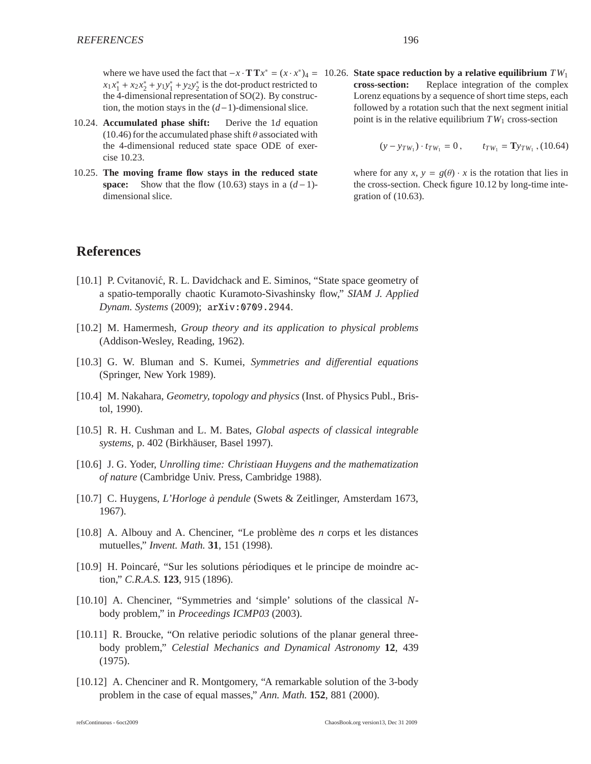where we have used the fact that $-x \cdot \mathbf{T}\mathbf{T}x^* = (x \cdot x^*)_4 = x_1 x_1^* + x_2 x_2^* + y_1 y_1^* + y_2 y_2^*$ is the dot-product restricted to the 4-dimensional representation of SO(2). By construction, the motion stays in the $(d-1)$-dimensional slice.

10.24. **Accumulated phase shift:** Derive the $1d$ equation (10.46) for the accumulated phase shift $\theta$ associated with the 4-dimensional reduced state space ODE of exercise 10.23.

10.25. **The moving frame flow stays in the reduced state space:** Show that the flow (10.63) stays in a $(d-1)$-dimensional slice.

10.26. **State space reduction by a relative equilibrium $TW_1$ cross-section:** Replace integration of the complex Lorenz equations by a sequence of short time steps, each followed by a rotation such that the next segment initial point is in the relative equilibrium $TW_1$ cross-section

$$(y - y_{TW_1}) \cdot t_{TW_1} = 0 \,, \qquad t_{TW_1} = \mathbf{T} y_{TW_1} \,, \tag{10.64}$$

where for any $x$, $y = g(\theta) \cdot x$ is the rotation that lies in the cross-section. Check figure 10.12 by long-time integration of (10.63).

# References

[10.1] P. Cvitanović, R. L. Davidchack and E. Siminos, "State space geometry of a spatio-temporally chaotic Kuramoto-Sivashinsky flow," *SIAM J. Applied Dynam. Systems* (2009); `arXiv:0709.2944`.

[10.2] M. Hamermesh, *Group theory and its application to physical problems* (Addison-Wesley, Reading, 1962).

[10.3] G. W. Bluman and S. Kumei, *Symmetries and differential equations* (Springer, New York 1989).

[10.4] M. Nakahara, *Geometry, topology and physics* (Inst. of Physics Publ., Bristol, 1990).

[10.5] R. H. Cushman and L. M. Bates, *Global aspects of classical integrable systems*, p. 402 (Birkhäuser, Basel 1997).

[10.6] J. G. Yoder, *Unrolling time: Christiaan Huygens and the mathematization of nature* (Cambridge Univ. Press, Cambridge 1988).

[10.7] C. Huygens, *L'Horloge à pendule* (Swets & Zeitlinger, Amsterdam 1673, 1967).

[10.8] A. Albouy and A. Chenciner, "Le problème des *n* corps et les distances mutuelles," *Invent. Math.* **31**, 151 (1998).

[10.9] H. Poincaré, "Sur les solutions périodiques et le principe de moindre action," *C.R.A.S.* **123**, 915 (1896).

[10.10] A. Chenciner, "Symmetries and 'simple' solutions of the classical *N*-body problem," in *Proceedings ICMP03* (2003).

[10.11] R. Broucke, "On relative periodic solutions of the planar general three-body problem," *Celestial Mechanics and Dynamical Astronomy* **12**, 439 (1975).

[10.12] A. Chenciner and R. Montgomery, "A remarkable solution of the 3-body problem in the case of equal masses," *Ann. Math.* **152**, 881 (2000).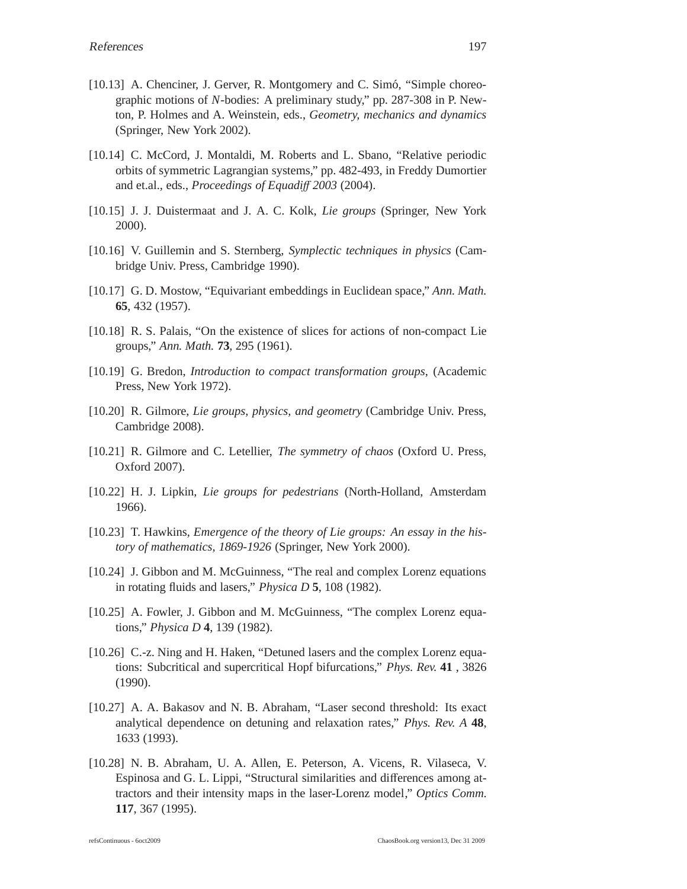[10.13] A. Chenciner, J. Gerver, R. Montgomery and C. Simó, "Simple choreographic motions of $N$-bodies: A preliminary study," pp. 287-308 in P. Newton, P. Holmes and A. Weinstein, eds., *Geometry, mechanics and dynamics* (Springer, New York 2002).

[10.14] C. McCord, J. Montaldi, M. Roberts and L. Sbano, "Relative periodic orbits of symmetric Lagrangian systems," pp. 482-493, in Freddy Dumortier and et.al., eds., *Proceedings of Equadiff 2003* (2004).

[10.15] J. J. Duistermaat and J. A. C. Kolk, *Lie groups* (Springer, New York 2000).

[10.16] V. Guillemin and S. Sternberg, *Symplectic techniques in physics* (Cambridge Univ. Press, Cambridge 1990).

[10.17] G. D. Mostow, "Equivariant embeddings in Euclidean space," *Ann. Math.* **65**, 432 (1957).

[10.18] R. S. Palais, "On the existence of slices for actions of non-compact Lie groups," *Ann. Math.* **73**, 295 (1961).

[10.19] G. Bredon, *Introduction to compact transformation groups*, (Academic Press, New York 1972).

[10.20] R. Gilmore, *Lie groups, physics, and geometry* (Cambridge Univ. Press, Cambridge 2008).

[10.21] R. Gilmore and C. Letellier, *The symmetry of chaos* (Oxford U. Press, Oxford 2007).

[10.22] H. J. Lipkin, *Lie groups for pedestrians* (North-Holland, Amsterdam 1966).

[10.23] T. Hawkins, *Emergence of the theory of Lie groups: An essay in the history of mathematics, 1869-1926* (Springer, New York 2000).

[10.24] J. Gibbon and M. McGuinness, "The real and complex Lorenz equations in rotating fluids and lasers," *Physica D* **5**, 108 (1982).

[10.25] A. Fowler, J. Gibbon and M. McGuinness, "The complex Lorenz equations," *Physica D* **4**, 139 (1982).

[10.26] C.-z. Ning and H. Haken, "Detuned lasers and the complex Lorenz equations: Subcritical and supercritical Hopf bifurcations," *Phys. Rev.* **41** , 3826 (1990).

[10.27] A. A. Bakasov and N. B. Abraham, "Laser second threshold: Its exact analytical dependence on detuning and relaxation rates," *Phys. Rev. A* **48**, 1633 (1993).

[10.28] N. B. Abraham, U. A. Allen, E. Peterson, A. Vicens, R. Vilaseca, V. Espinosa and G. L. Lippi, "Structural similarities and differences among attractors and their intensity maps in the laser-Lorenz model," *Optics Comm.* **117**, 367 (1995).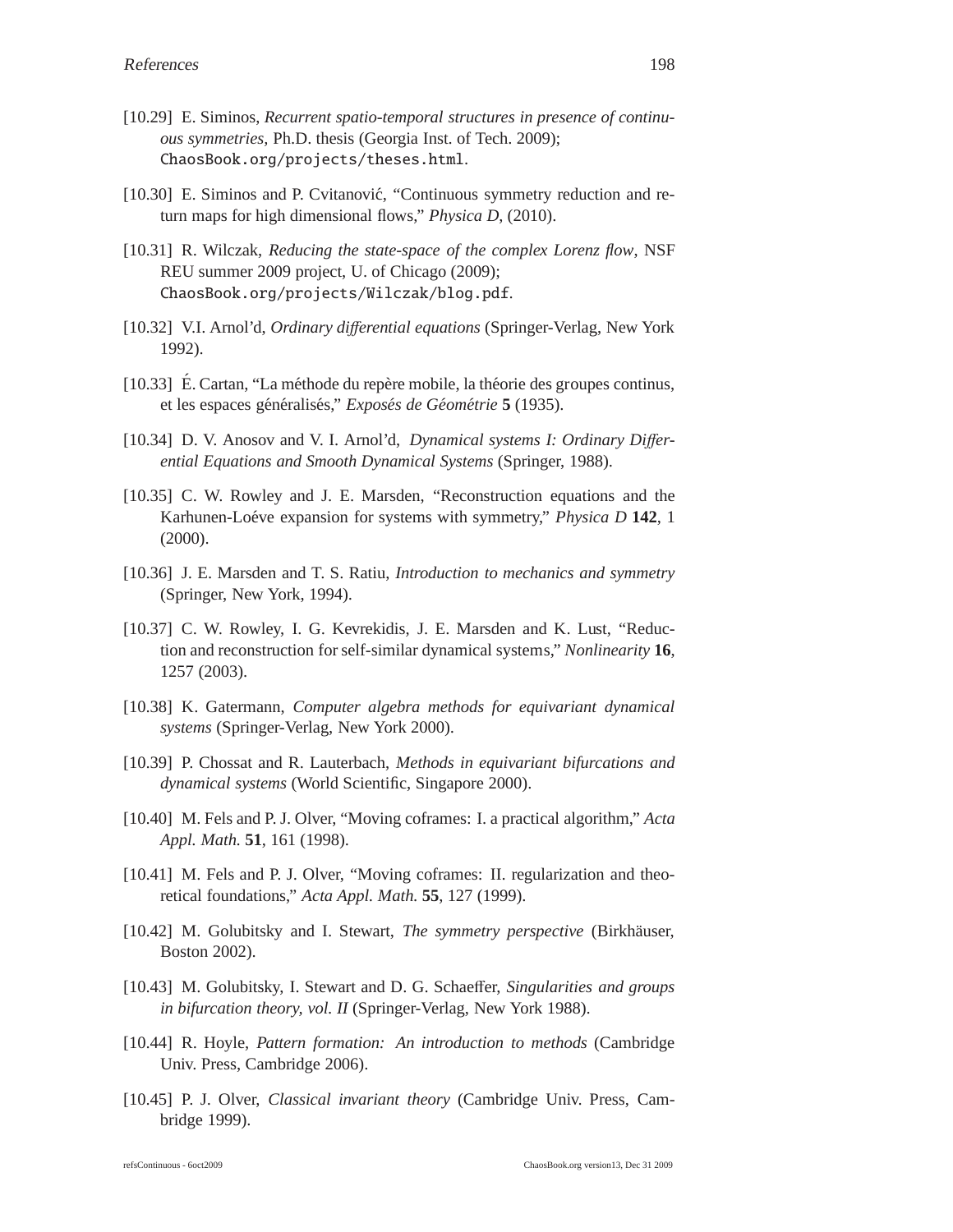[10.29] E. Siminos, *Recurrent spatio-temporal structures in presence of continuous symmetries*, Ph.D. thesis (Georgia Inst. of Tech. 2009); `ChaosBook.org/projects/theses.html`.

[10.30] E. Siminos and P. Cvitanović, "Continuous symmetry reduction and return maps for high dimensional flows," *Physica D*, (2010).

[10.31] R. Wilczak, *Reducing the state-space of the complex Lorenz flow*, NSF REU summer 2009 project, U. of Chicago (2009); `ChaosBook.org/projects/Wilczak/blog.pdf`.

[10.32] V.I. Arnol'd, *Ordinary differential equations* (Springer-Verlag, New York 1992).

[10.33] É. Cartan, "La méthode du repère mobile, la théorie des groupes continus, et les espaces généralisés," *Exposés de Géométrie* **5** (1935).

[10.34] D. V. Anosov and V. I. Arnol'd, *Dynamical systems I: Ordinary Differential Equations and Smooth Dynamical Systems* (Springer, 1988).

[10.35] C. W. Rowley and J. E. Marsden, "Reconstruction equations and the Karhunen-Loéve expansion for systems with symmetry," *Physica D* **142**, 1 (2000).

[10.36] J. E. Marsden and T. S. Ratiu, *Introduction to mechanics and symmetry* (Springer, New York, 1994).

[10.37] C. W. Rowley, I. G. Kevrekidis, J. E. Marsden and K. Lust, "Reduction and reconstruction for self-similar dynamical systems," *Nonlinearity* **16**, 1257 (2003).

[10.38] K. Gatermann, *Computer algebra methods for equivariant dynamical systems* (Springer-Verlag, New York 2000).

[10.39] P. Chossat and R. Lauterbach, *Methods in equivariant bifurcations and dynamical systems* (World Scientific, Singapore 2000).

[10.40] M. Fels and P. J. Olver, "Moving coframes: I. a practical algorithm," *Acta Appl. Math.* **51**, 161 (1998).

[10.41] M. Fels and P. J. Olver, "Moving coframes: II. regularization and theoretical foundations," *Acta Appl. Math.* **55**, 127 (1999).

[10.42] M. Golubitsky and I. Stewart, *The symmetry perspective* (Birkhäuser, Boston 2002).

[10.43] M. Golubitsky, I. Stewart and D. G. Schaeffer, *Singularities and groups in bifurcation theory, vol. II* (Springer-Verlag, New York 1988).

[10.44] R. Hoyle, *Pattern formation: An introduction to methods* (Cambridge Univ. Press, Cambridge 2006).

[10.45] P. J. Olver, *Classical invariant theory* (Cambridge Univ. Press, Cambridge 1999).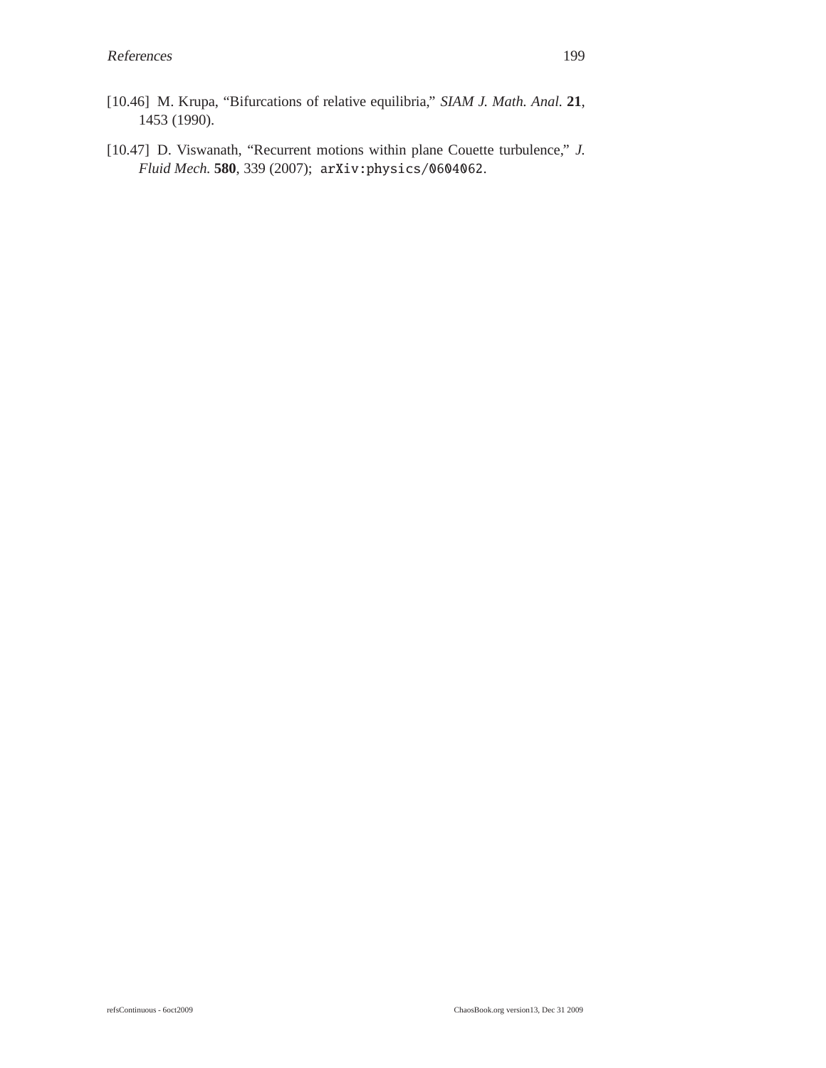[10.46] M. Krupa, “Bifurcations of relative equilibria,” *SIAM J. Math. Anal.* **21**, 1453 (1990).

[10.47] D. Viswanath, “Recurrent motions within plane Couette turbulence,” *J. Fluid Mech.* **580**, 339 (2007); `arXiv:physics/0604062`.